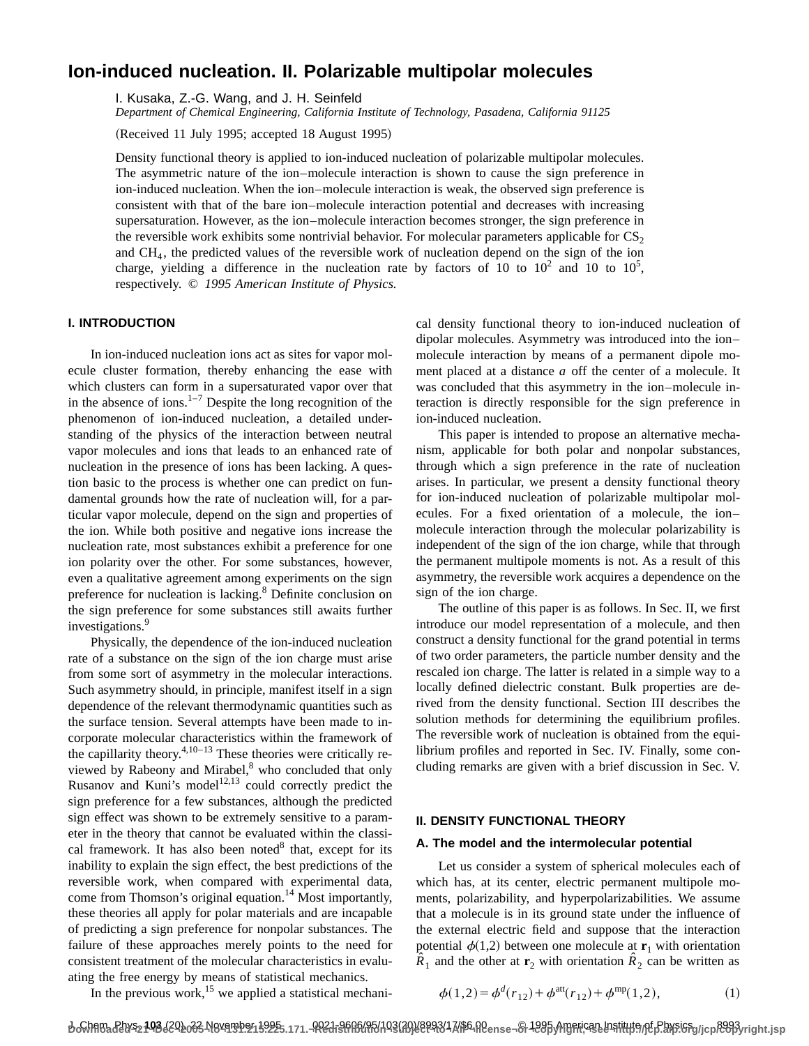# Ion-induced nucleation. II. Polarizable multipolar molecules

I. Kusaka, Z.-G. Wang, and J. H. Seinfeld

*Department of Chemical Engineering, California Institute of Technology, Pasadena, California 91125*

(Received 11 July 1995; accepted 18 August 1995)

Density functional theory is applied to ion-induced nucleation of polarizable multipolar molecules. The asymmetric nature of the ion–molecule interaction is shown to cause the sign preference in ion-induced nucleation. When the ion–molecule interaction is weak, the observed sign preference is consistent with that of the bare ion–molecule interaction potential and decreases with increasing supersaturation. However, as the ion–molecule interaction becomes stronger, the sign preference in the reversible work exhibits some nontrivial behavior. For molecular parameters applicable for $CS_2$ and $CH_4$, the predicted values of the reversible work of nucleation depend on the sign of the ion charge, yielding a difference in the nucleation rate by factors of 10 to $10^2$ and 10 to $10^5$, respectively. © *1995 American Institute of Physics.*

## I. INTRODUCTION

In ion-induced nucleation ions act as sites for vapor molecule cluster formation, thereby enhancing the ease with which clusters can form in a supersaturated vapor over that in the absence of ions.[1–7] Despite the long recognition of the phenomenon of ion-induced nucleation, a detailed understanding of the physics of the interaction between neutral vapor molecules and ions that leads to an enhanced rate of nucleation in the presence of ions has been lacking. A question basic to the process is whether one can predict on fundamental grounds how the rate of nucleation will, for a particular vapor molecule, depend on the sign and properties of the ion. While both positive and negative ions increase the nucleation rate, most substances exhibit a preference for one ion polarity over the other. For some substances, however, even a qualitative agreement among experiments on the sign preference for nucleation is lacking.[8] Definite conclusion on the sign preference for some substances still awaits further investigations.[9]

Physically, the dependence of the ion-induced nucleation rate of a substance on the sign of the ion charge must arise from some sort of asymmetry in the molecular interactions. Such asymmetry should, in principle, manifest itself in a sign dependence of the relevant thermodynamic quantities such as the surface tension. Several attempts have been made to incorporate molecular characteristics within the framework of the capillarity theory.[4,10–13] These theories were critically reviewed by Rabeony and Mirabel,[8] who concluded that only Rusanov and Kuni's model[12,13] could correctly predict the sign preference for a few substances, although the predicted sign effect was shown to be extremely sensitive to a parameter in the theory that cannot be evaluated within the classical framework. It has also been noted[8] that, except for its inability to explain the sign effect, the best predictions of the reversible work, when compared with experimental data, come from Thomson's original equation.[14] Most importantly, these theories all apply for polar materials and are incapable of predicting a sign preference for nonpolar substances. The failure of these approaches merely points to the need for consistent treatment of the molecular characteristics in evaluating the free energy by means of statistical mechanics.

In the previous work,[15] we applied a statistical mechanical density functional theory to ion-induced nucleation of dipolar molecules. Asymmetry was introduced into the ion–molecule interaction by means of a permanent dipole moment placed at a distance $a$ off the center of a molecule. It was concluded that this asymmetry in the ion–molecule interaction is directly responsible for the sign preference in ion-induced nucleation.

This paper is intended to propose an alternative mechanism, applicable for both polar and nonpolar substances, through which a sign preference in the rate of nucleation arises. In particular, we present a density functional theory for ion-induced nucleation of polarizable multipolar molecules. For a fixed orientation of a molecule, the ion–molecule interaction through the molecular polarizability is independent of the sign of the ion charge, while that through the permanent multipole moments is not. As a result of this asymmetry, the reversible work acquires a dependence on the sign of the ion charge.

The outline of this paper is as follows. In Sec. II, we first introduce our model representation of a molecule, and then construct a density functional for the grand potential in terms of two order parameters, the particle number density and the rescaled ion charge. The latter is related in a simple way to a locally defined dielectric constant. Bulk properties are derived from the density functional. Section III describes the solution methods for determining the equilibrium profiles. The reversible work of nucleation is obtained from the equilibrium profiles and reported in Sec. IV. Finally, some concluding remarks are given with a brief discussion in Sec. V.

## II. DENSITY FUNCTIONAL THEORY

### A. The model and the intermolecular potential

Let us consider a system of spherical molecules each of which has, at its center, electric permanent multipole moments, polarizability, and hyperpolarizabilities. We assume that a molecule is in its ground state under the influence of the external electric field and suppose that the interaction potential $\phi(1,2)$ between one molecule at $\mathbf{r}_1$ with orientation $\hat{R}_1$ and the other at $\mathbf{r}_2$ with orientation $\hat{R}_2$ can be written as

$$\phi(1,2)=\phi^{d}(r_{12})+\phi^{\rm att}(r_{12})+\phi^{\rm mp}(1,2), \tag{1}$$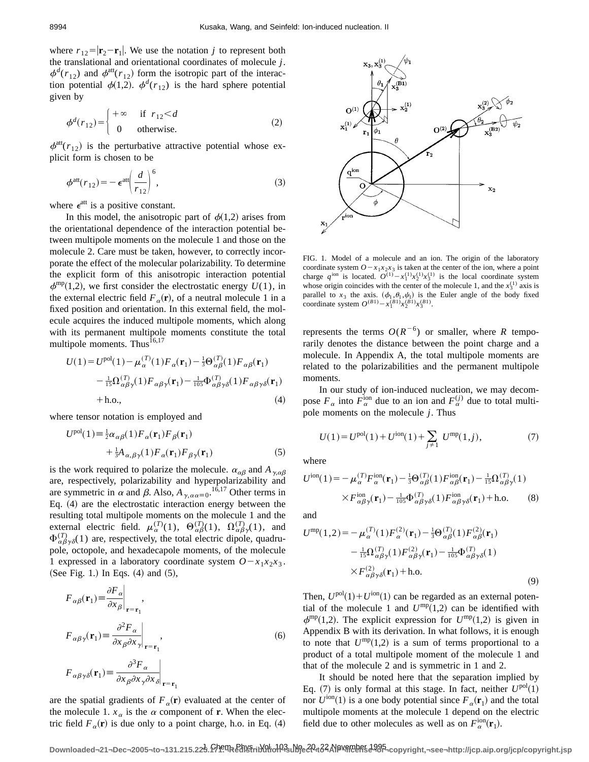where $r_{12}=|\mathbf{r}_2-\mathbf{r}_1|$. We use the notation $j$ to represent both the translational and orientational coordinates of molecule $j$. $\phi^d(r_{12})$ and $\phi^{\text{att}}(r_{12})$ form the isotropic part of the interaction potential $\phi(1,2)$. $\phi^d(r_{12})$ is the hard sphere potential given by

$$\phi^d(r_{12})=\begin{cases}+\infty & \text{if } r_{12}<d\\ 0 & \text{otherwise.}\end{cases} \tag{2}$$

$\phi^{\text{att}}(r_{12})$ is the perturbative attractive potential whose explicit form is chosen to be

$$\phi^{\text{att}}(r_{12})=-\epsilon^{\text{att}}\left(\frac{d}{r_{12}}\right)^6, \tag{3}$$

where $\epsilon^{\text{att}}$ is a positive constant.

In this model, the anisotropic part of $\phi(1,2)$ arises from the orientational dependence of the interaction potential between multipole moments on the molecule 1 and those on the molecule 2. Care must be taken, however, to correctly incorporate the effect of the molecular polarizability. To determine the explicit form of this anisotropic interaction potential $\phi^{\text{mp}}(1,2)$, we first consider the electrostatic energy $U(1)$, in the external electric field $F_\alpha(\mathbf{r})$, of a neutral molecule 1 in a fixed position and orientation. In this external field, the molecule acquires the induced multipole moments, which along with its permanent multipole moments constitute the total multipole moments. Thus[16,17]

$$\begin{aligned}U(1)=&U^{\text{pol}}(1)-\mu_\alpha^{(T)}(1)F_\alpha(\mathbf{r}_1)-\tfrac{1}{3}\Theta_{\alpha\beta}^{(T)}(1)F_{\alpha\beta}(\mathbf{r}_1)\\&-\tfrac{1}{15}\Omega_{\alpha\beta\gamma}^{(T)}(1)F_{\alpha\beta\gamma}(\mathbf{r}_1)-\tfrac{1}{105}\Phi_{\alpha\beta\gamma\delta}^{(T)}(1)F_{\alpha\beta\gamma\delta}(\mathbf{r}_1)\\&+\text{h.o.},\end{aligned} \tag{4}$$

where tensor notation is employed and

$$\begin{aligned}U^{\text{pol}}(1)\equiv&\tfrac{1}{2}\alpha_{\alpha\beta}(1)F_\alpha(\mathbf{r}_1)F_\beta(\mathbf{r}_1)\\&+\tfrac{1}{3}A_{\alpha,\beta\gamma}(1)F_\alpha(\mathbf{r}_1)F_{\beta\gamma}(\mathbf{r}_1)\end{aligned} \tag{5}$$

is the work required to polarize the molecule. $\alpha_{\alpha\beta}$ and $A_{\gamma,\alpha\beta}$ are, respectively, polarizability and hyperpolarizability and are symmetric in $\alpha$ and $\beta$. Also, $A_{\gamma,\alpha\alpha}\equiv 0$.[16,17] Other terms in Eq. (4) are the electrostatic interaction energy between the resulting total multipole moments on the molecule 1 and the external electric field. $\mu_\alpha^{(T)}(1)$, $\Theta_{\alpha\beta}^{(T)}(1)$, $\Omega_{\alpha\beta\gamma}^{(T)}(1)$, and $\Phi_{\alpha\beta\gamma\delta}^{(T)}(1)$ are, respectively, the total electric dipole, quadrupole, octopole, and hexadecapole moments, of the molecule 1 expressed in a laboratory coordinate system $O-x_1x_2x_3$. (See Fig. 1.) In Eqs. (4) and (5),

$$\begin{aligned}F_{\alpha\beta}(\mathbf{r}_1)&\equiv\left.\frac{\partial F_\alpha}{\partial x_\beta}\right|_{\mathbf{r}=\mathbf{r}_1},\\F_{\alpha\beta\gamma}(\mathbf{r}_1)&\equiv\left.\frac{\partial^2 F_\alpha}{\partial x_\beta\partial x_\gamma}\right|_{\mathbf{r}=\mathbf{r}_1},\\F_{\alpha\beta\gamma\delta}(\mathbf{r}_1)&\equiv\left.\frac{\partial^3 F_\alpha}{\partial x_\beta\partial x_\gamma\partial x_\delta}\right|_{\mathbf{r}=\mathbf{r}_1}\end{aligned} \tag{6}$$

are the spatial gradients of $F_\alpha(\mathbf{r})$ evaluated at the center of the molecule 1. $x_\alpha$ is the $\alpha$ component of $\mathbf{r}$. When the electric field $F_\alpha(\mathbf{r})$ is due only to a point charge, h.o. in Eq. (4) represents the terms $O(R^{-6})$ or smaller, where $R$ temporarily denotes the distance between the point charge and a molecule. In Appendix A, the total multipole moments are related to the polarizabilities and the permanent multipole moments.

FIG. 1. Model of a molecule and an ion. The origin of the laboratory coordinate system $O-x_1x_2x_3$ is taken at the center of the ion, where a point charge $q^{\text{ion}}$ is located. $O^{(1)}-x_1^{(1)}x_2^{(1)}x_3^{(1)}$ is the local coordinate system whose origin coincides with the center of the molecule 1, and the $x_3^{(1)}$ axis is parallel to $x_3$ the axis. $(\phi_1,\theta_1,\psi_1)$ is the Euler angle of the body fixed coordinate system $O^{(B1)}-x_1^{(B1)}x_2^{(B1)}x_3^{(B1)}$.

In our study of ion-induced nucleation, we may decompose $F_\alpha$ into $F_\alpha^{\text{ion}}$ due to an ion and $F_\alpha^{(j)}$ due to total multipole moments on the molecule $j$. Thus

$$U(1)=U^{\text{pol}}(1)+U^{\text{ion}}(1)+\sum_{j\neq 1}U^{\text{mp}}(1,j), \tag{7}$$

where

$$\begin{aligned}U^{\text{ion}}(1)=&-\mu_\alpha^{(T)}F_\alpha^{\text{ion}}(\mathbf{r}_1)-\tfrac{1}{3}\Theta_{\alpha\beta}^{(T)}(1)F_{\alpha\beta}^{\text{ion}}(\mathbf{r}_1)-\tfrac{1}{15}\Omega_{\alpha\beta\gamma}^{(T)}(1)\\&\times F_{\alpha\beta\gamma}^{\text{ion}}(\mathbf{r}_1)-\tfrac{1}{105}\Phi_{\alpha\beta\gamma\delta}^{(T)}(1)F_{\alpha\beta\gamma\delta}^{\text{ion}}(\mathbf{r}_1)+\text{h.o.}\end{aligned} \tag{8}$$

and

$$\begin{aligned}U^{\text{mp}}(1,2)=&-\mu_\alpha^{(T)}(1)F_\alpha^{(2)}(\mathbf{r}_1)-\tfrac{1}{3}\Theta_{\alpha\beta}^{(T)}(1)F_{\alpha\beta}^{(2)}(\mathbf{r}_1)\\&-\tfrac{1}{15}\Omega_{\alpha\beta\gamma}^{(T)}(1)F_{\alpha\beta\gamma}^{(2)}(\mathbf{r}_1)-\tfrac{1}{105}\Phi_{\alpha\beta\gamma\delta}^{(T)}(1)\\&\times F_{\alpha\beta\gamma\delta}^{(2)}(\mathbf{r}_1)+\text{h.o.}\end{aligned} \tag{9}$$

Then, $U^{\text{pol}}(1)+U^{\text{ion}}(1)$ can be regarded as an external potential of the molecule 1 and $U^{\text{mp}}(1,2)$ can be identified with $\phi^{\text{mp}}(1,2)$. The explicit expression for $U^{\text{mp}}(1,2)$ is given in Appendix B with its derivation. In what follows, it is enough to note that $U^{\text{mp}}(1,2)$ is a sum of terms proportional to a product of a total multipole moment of the molecule 1 and that of the molecule 2 and is symmetric in 1 and 2.

It should be noted here that the separation implied by Eq. (7) is only formal at this stage. In fact, neither $U^{\text{pol}}(1)$ nor $U^{\text{ion}}(1)$ is a one body potential since $F_\alpha(\mathbf{r}_1)$ and the total multipole moments at the molecule 1 depend on the electric field due to other molecules as well as on $F_\alpha^{\text{ion}}(\mathbf{r}_1)$.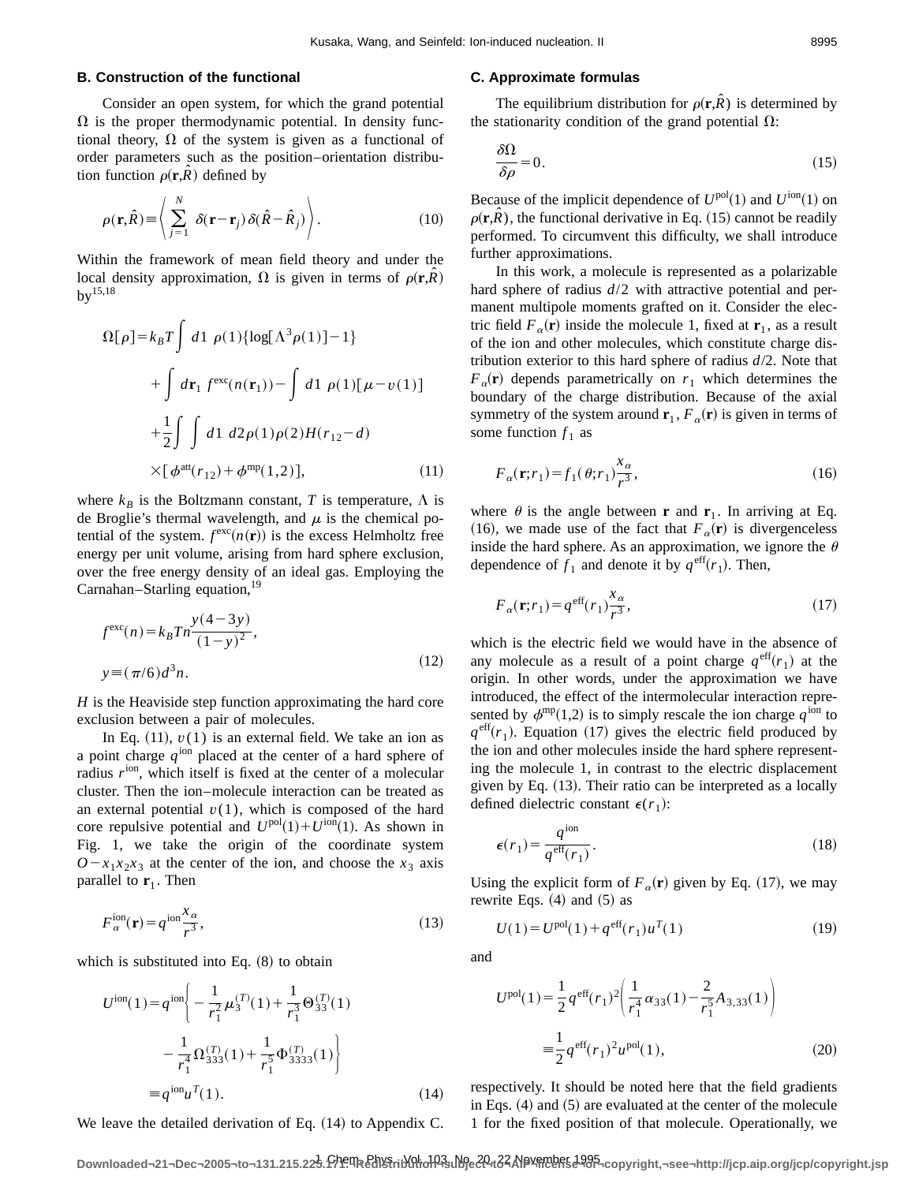### B. Construction of the functional

Consider an open system, for which the grand potential $\Omega$ is the proper thermodynamic potential. In density functional theory, $\Omega$ of the system is given as a functional of order parameters such as the position–orientation distribution function $\rho(\mathbf{r},\hat{R})$ defined by

$$\rho(\mathbf{r},\hat{R}) \equiv \left\langle \sum_{j=1}^{N} \delta(\mathbf{r}-\mathbf{r}_j)\,\delta(\hat{R}-\hat{R}_j) \right\rangle. \tag{10}$$

Within the framework of mean field theory and under the local density approximation, $\Omega$ is given in terms of $\rho(\mathbf{r},\hat{R})$ by[15,18]

$$\begin{aligned}\Omega[\rho] = {} & k_B T \int d1\; \rho(1)\{\log[\Lambda^3 \rho(1)] - 1\} \\ & + \int d\mathbf{r}_1\; f^{\mathrm{exc}}(n(\mathbf{r}_1)) - \int d1\; \rho(1)[\mu - v(1)] \\ & + \frac{1}{2}\int\int d1\; d2\, \rho(1)\rho(2) H(r_{12}-d) \\ & \times [\phi^{\mathrm{att}}(r_{12}) + \phi^{\mathrm{mp}}(1,2)],\end{aligned} \tag{11}$$

where $k_B$ is the Boltzmann constant, $T$ is temperature, $\Lambda$ is de Broglie's thermal wavelength, and $\mu$ is the chemical potential of the system. $f^{\mathrm{exc}}(n(\mathbf{r}))$ is the excess Helmholtz free energy per unit volume, arising from hard sphere exclusion, over the free energy density of an ideal gas. Employing the Carnahan–Starling equation,[19]

$$\begin{aligned} f^{\mathrm{exc}}(n) &= k_B T n \frac{y(4-3y)}{(1-y)^2}, \\ y &\equiv (\pi/6) d^3 n. \end{aligned} \tag{12}$$

$H$ is the Heaviside step function approximating the hard core exclusion between a pair of molecules.

In Eq. (11), $v(1)$ is an external field. We take an ion as a point charge $q^{\mathrm{ion}}$ placed at the center of a hard sphere of radius $r^{\mathrm{ion}}$, which itself is fixed at the center of a molecular cluster. Then the ion–molecule interaction can be treated as an external potential $v(1)$, which is composed of the hard core repulsive potential and $U^{\mathrm{pol}}(1)+U^{\mathrm{ion}}(1)$. As shown in Fig. 1, we take the origin of the coordinate system $O-x_1x_2x_3$ at the center of the ion, and choose the $x_3$ axis parallel to $\mathbf{r}_1$. Then

$$F_\alpha^{\mathrm{ion}}(\mathbf{r}) = q^{\mathrm{ion}} \frac{x_\alpha}{r^3}, \tag{13}$$

which is substituted into Eq. (8) to obtain

$$\begin{aligned} U^{\mathrm{ion}}(1) &= q^{\mathrm{ion}} \left\{ -\frac{1}{r_1^2}\mu_3^{(T)}(1) + \frac{1}{r_1^3}\Theta_{33}^{(T)}(1) \right. \\ & \qquad \left. - \frac{1}{r_1^4}\Omega_{333}^{(T)}(1) + \frac{1}{r_1^5}\Phi_{3333}^{(T)}(1) \right\} \\ &\equiv q^{\mathrm{ion}} u^T(1). \end{aligned} \tag{14}$$

We leave the detailed derivation of Eq. (14) to Appendix C.

### C. Approximate formulas

The equilibrium distribution for $\rho(\mathbf{r},\hat{R})$ is determined by the stationarity condition of the grand potential $\Omega$:

$$\frac{\delta \Omega}{\delta \rho} = 0. \tag{15}$$

Because of the implicit dependence of $U^{\mathrm{pol}}(1)$ and $U^{\mathrm{ion}}(1)$ on $\rho(\mathbf{r},\hat{R})$, the functional derivative in Eq. (15) cannot be readily performed. To circumvent this difficulty, we shall introduce further approximations.

In this work, a molecule is represented as a polarizable hard sphere of radius $d/2$ with attractive potential and permanent multipole moments grafted on it. Consider the electric field $F_\alpha(\mathbf{r})$ inside the molecule 1, fixed at $\mathbf{r}_1$, as a result of the ion and other molecules, which constitute charge distribution exterior to this hard sphere of radius $d/2$. Note that $F_\alpha(\mathbf{r})$ depends parametrically on $r_1$ which determines the boundary of the charge distribution. Because of the axial symmetry of the system around $\mathbf{r}_1$, $F_\alpha(\mathbf{r})$ is given in terms of some function $f_1$ as

$$F_\alpha(\mathbf{r};r_1) = f_1(\theta;r_1)\frac{x_\alpha}{r^3}, \tag{16}$$

where $\theta$ is the angle between $\mathbf{r}$ and $\mathbf{r}_1$. In arriving at Eq. (16), we made use of the fact that $F_\alpha(\mathbf{r})$ is divergenceless inside the hard sphere. As an approximation, we ignore the $\theta$ dependence of $f_1$ and denote it by $q^{\mathrm{eff}}(r_1)$. Then,

$$F_\alpha(\mathbf{r};r_1) = q^{\mathrm{eff}}(r_1)\frac{x_\alpha}{r^3}, \tag{17}$$

which is the electric field we would have in the absence of any molecule as a result of a point charge $q^{\mathrm{eff}}(r_1)$ at the origin. In other words, under the approximation we have introduced, the effect of the intermolecular interaction represented by $\phi^{\mathrm{mp}}(1,2)$ is to simply rescale the ion charge $q^{\mathrm{ion}}$ to $q^{\mathrm{eff}}(r_1)$. Equation (17) gives the electric field produced by the ion and other molecules inside the hard sphere representing the molecule 1, in contrast to the electric displacement given by Eq. (13). Their ratio can be interpreted as a locally defined dielectric constant $\epsilon(r_1)$:

$$\epsilon(r_1) = \frac{q^{\mathrm{ion}}}{q^{\mathrm{eff}}(r_1)}. \tag{18}$$

Using the explicit form of $F_\alpha(\mathbf{r})$ given by Eq. (17), we may rewrite Eqs. (4) and (5) as

$$U(1) = U^{\mathrm{pol}}(1) + q^{\mathrm{eff}}(r_1) u^T(1) \tag{19}$$

and

$$\begin{aligned} U^{\mathrm{pol}}(1) &= \frac{1}{2} q^{\mathrm{eff}}(r_1)^2 \left( \frac{1}{r_1^4}\alpha_{33}(1) - \frac{2}{r_1^5} A_{3,33}(1) \right) \\ &\equiv \frac{1}{2} q^{\mathrm{eff}}(r_1)^2 u^{\mathrm{pol}}(1), \end{aligned} \tag{20}$$

respectively. It should be noted here that the field gradients in Eqs. (4) and (5) are evaluated at the center of the molecule 1 for the fixed position of that molecule. Operationally, we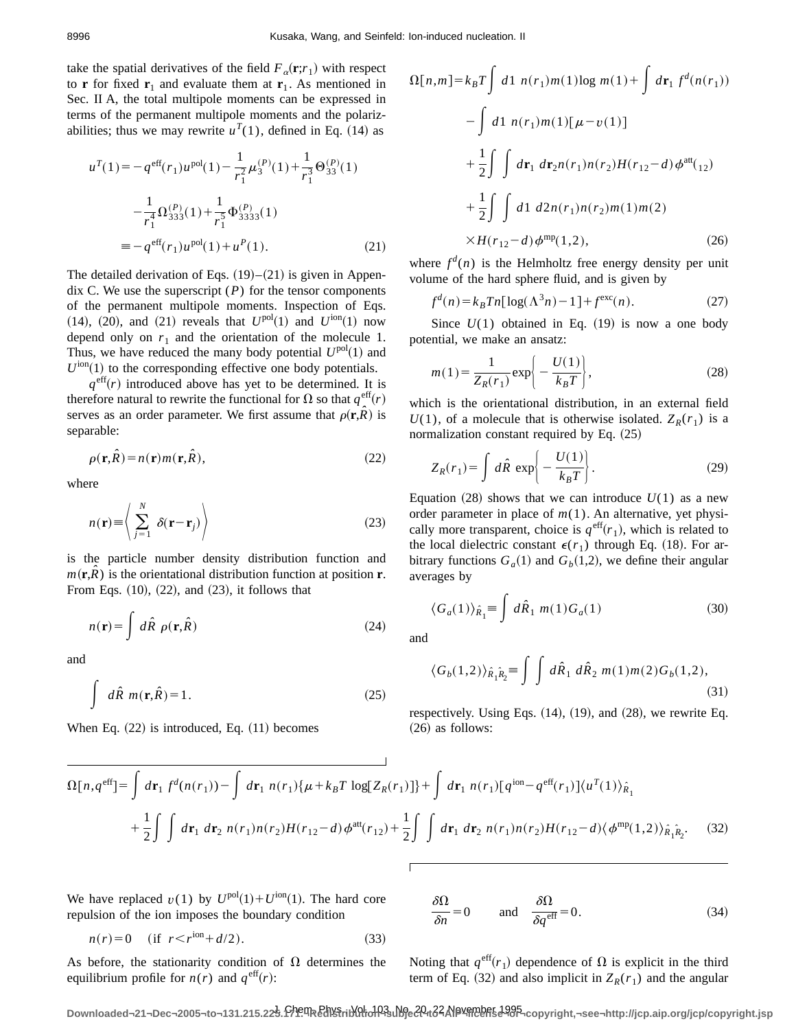take the spatial derivatives of the field $F_\alpha(\mathbf{r};r_1)$ with respect to $\mathbf{r}$ for fixed $\mathbf{r}_1$ and evaluate them at $\mathbf{r}_1$. As mentioned in Sec. II A, the total multipole moments can be expressed in terms of the permanent multipole moments and the polarizabilities; thus we may rewrite $u^T(1)$, defined in Eq. (14) as

$$
\begin{aligned}
u^T(1) &= -q^{\text{eff}}(r_1)u^{\text{pol}}(1) - \frac{1}{r_1^2}\mu_3^{(P)}(1) + \frac{1}{r_1^3}\Theta_{33}^{(P)}(1) \\
&\quad - \frac{1}{r_1^4}\Omega_{333}^{(P)}(1) + \frac{1}{r_1^5}\Phi_{3333}^{(P)}(1) \\
&\equiv -q^{\text{eff}}(r_1)u^{\text{pol}}(1) + u^P(1).
\end{aligned} \tag{21}
$$

The detailed derivation of Eqs. (19)–(21) is given in Appendix C. We use the superscript $(P)$ for the tensor components of the permanent multipole moments. Inspection of Eqs. (14), (20), and (21) reveals that $U^{\text{pol}}(1)$ and $U^{\text{ion}}(1)$ now depend only on $r_1$ and the orientation of the molecule 1. Thus, we have reduced the many body potential $U^{\text{pol}}(1)$ and $U^{\text{ion}}(1)$ to the corresponding effective one body potentials.

$q^{\text{eff}}(r)$ introduced above has yet to be determined. It is therefore natural to rewrite the functional for $\Omega$ so that $q^{\text{eff}}(r)$ serves as an order parameter. We first assume that $\rho(\mathbf{r},\hat{R})$ is separable:

$$
\rho(\mathbf{r},\hat{R}) = n(\mathbf{r})m(\mathbf{r},\hat{R}), \tag{22}
$$

where

$$
n(\mathbf{r}) \equiv \left\langle \sum_{j=1}^{N} \delta(\mathbf{r}-\mathbf{r}_j) \right\rangle \tag{23}
$$

is the particle number density distribution function and $m(\mathbf{r},\hat{R})$ is the orientational distribution function at position $\mathbf{r}$. From Eqs. (10), (22), and (23), it follows that

$$
n(\mathbf{r}) = \int d\hat{R}\ \rho(\mathbf{r},\hat{R}) \tag{24}
$$

and

$$
\int d\hat{R}\ m(\mathbf{r},\hat{R}) = 1. \tag{25}
$$

When Eq. (22) is introduced, Eq. (11) becomes

$$
\begin{aligned}
\Omega[n,m] &= k_BT\int d1\ n(r_1)m(1)\log m(1) + \int d\mathbf{r}_1\ f^d(n(r_1)) \\
&\quad - \int d1\ n(r_1)m(1)[\mu - v(1)] \\
&\quad + \frac{1}{2}\int\int d\mathbf{r}_1\ d\mathbf{r}_2 n(r_1)n(r_2)H(r_{12}-d)\phi^{\text{att}}(_{12}) \\
&\quad + \frac{1}{2}\int\int d1\ d2 n(r_1)n(r_2)m(1)m(2) \\
&\quad \times H(r_{12}-d)\phi^{\text{mp}}(1,2),
\end{aligned} \tag{26}
$$

where $f^d(n)$ is the Helmholtz free energy density per unit volume of the hard sphere fluid, and is given by

$$
f^d(n) = k_BTn[\log(\Lambda^3 n) - 1] + f^{\text{exc}}(n). \tag{27}
$$

Since $U(1)$ obtained in Eq. (19) is now a one body potential, we make an ansatz:

$$
m(1) = \frac{1}{Z_R(r_1)}\exp\left\{-\frac{U(1)}{k_BT}\right\}, \tag{28}
$$

which is the orientational distribution, in an external field $U(1)$, of a molecule that is otherwise isolated. $Z_R(r_1)$ is a normalization constant required by Eq. (25)

$$
Z_R(r_1) = \int d\hat{R}\ \exp\left\{-\frac{U(1)}{k_BT}\right\}. \tag{29}
$$

Equation (28) shows that we can introduce $U(1)$ as a new order parameter in place of $m(1)$. An alternative, yet physically more transparent, choice is $q^{\text{eff}}(r_1)$, which is related to the local dielectric constant $\epsilon(r_1)$ through Eq. (18). For arbitrary functions $G_a(1)$ and $G_b(1,2)$, we define their angular averages by

$$
\langle G_a(1)\rangle_{\hat{R}_1} \equiv \int d\hat{R}_1\ m(1)G_a(1) \tag{30}
$$

and

$$
\langle G_b(1,2)\rangle_{\hat{R}_1\hat{R}_2} \equiv \int\int d\hat{R}_1\ d\hat{R}_2\ m(1)m(2)G_b(1,2), \tag{31}
$$

respectively. Using Eqs. (14), (19), and (28), we rewrite Eq. (26) as follows:

$$
\begin{aligned}
\Omega[n,q^{\text{eff}}] &= \int d\mathbf{r}_1\ f^d(n(r_1)) - \int d\mathbf{r}_1\ n(r_1)\{\mu + k_BT\log[Z_R(r_1)]\} + \int d\mathbf{r}_1\ n(r_1)[q^{\text{ion}} - q^{\text{eff}}(r_1)]\langle u^T(1)\rangle_{\hat{R}_1} \\
&\quad + \frac{1}{2}\int\int d\mathbf{r}_1\ d\mathbf{r}_2\ n(r_1)n(r_2)H(r_{12}-d)\phi^{\text{att}}(r_{12}) + \frac{1}{2}\int\int d\mathbf{r}_1\ d\mathbf{r}_2\ n(r_1)n(r_2)H(r_{12}-d)\langle\phi^{\text{mp}}(1,2)\rangle_{\hat{R}_1\hat{R}_2}.
\end{aligned} \tag{32}
$$

We have replaced $v(1)$ by $U^{\text{pol}}(1) + U^{\text{ion}}(1)$. The hard core repulsion of the ion imposes the boundary condition

$$
n(r) = 0 \quad (\text{if } r < r^{\text{ion}} + d/2). \tag{33}
$$

As before, the stationarity condition of $\Omega$ determines the equilibrium profile for $n(r)$ and $q^{\text{eff}}(r)$:

$$
\frac{\delta\Omega}{\delta n} = 0 \qquad \text{and} \qquad \frac{\delta\Omega}{\delta q^{\text{eff}}} = 0. \tag{34}
$$

Noting that $q^{\text{eff}}(r_1)$ dependence of $\Omega$ is explicit in the third term of Eq. (32) and also implicit in $Z_R(r_1)$ and the angular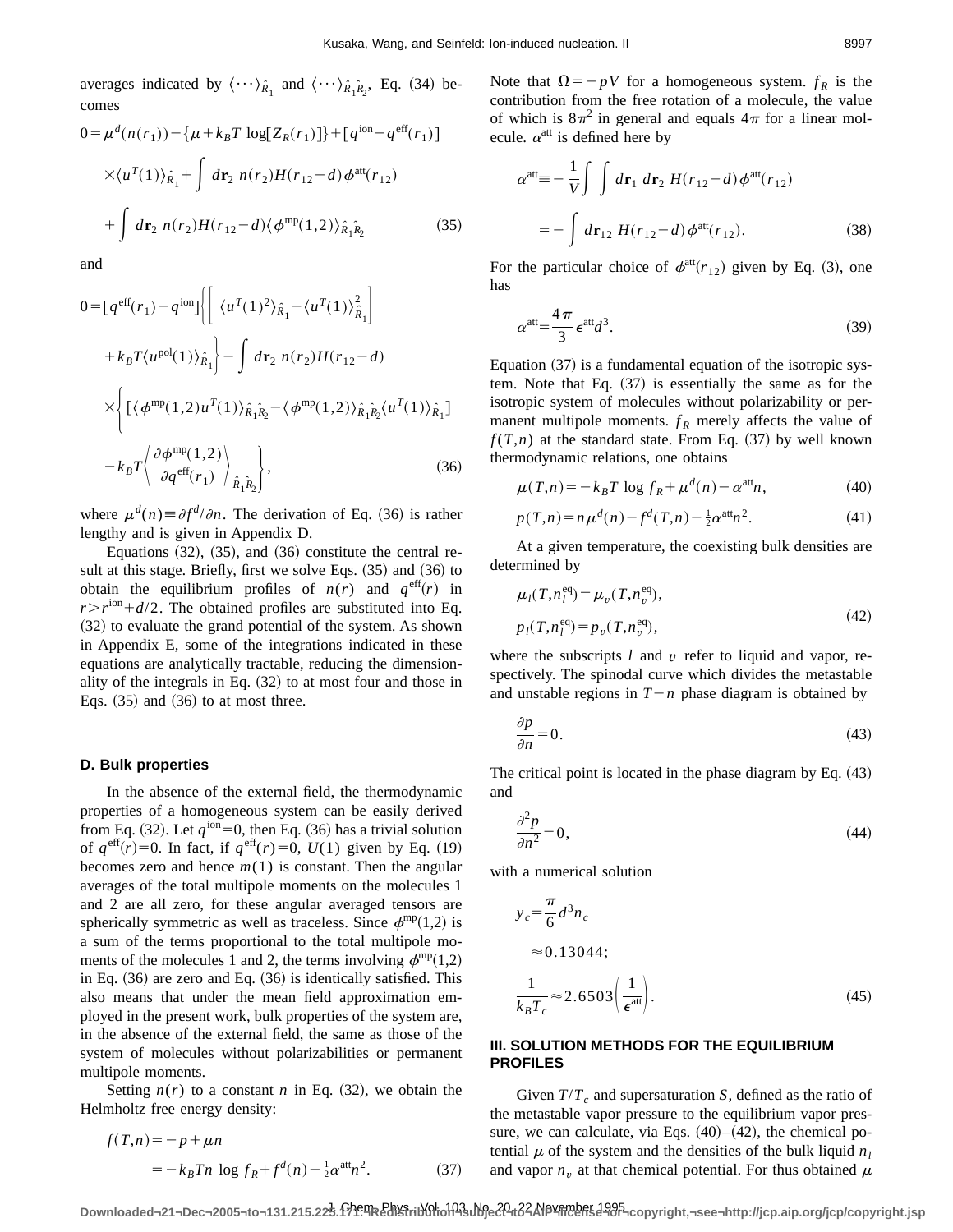averages indicated by $\langle\cdots\rangle_{\hat{R}_1}$ and $\langle\cdots\rangle_{\hat{R}_1\hat{R}_2}$, Eq. (34) becomes

$$
\begin{aligned}
0 = {} & \mu^d(n(r_1)) - \{\mu + k_B T \log[Z_R(r_1)]\} + [q^{\text{ion}} - q^{\text{eff}}(r_1)] \\
& \times \langle u^T(1)\rangle_{\hat{R}_1} + \int d\mathbf{r}_2\, n(r_2) H(r_{12}-d)\phi^{\text{att}}(r_{12}) \\
& + \int d\mathbf{r}_2\, n(r_2) H(r_{12}-d)\langle\phi^{\text{mp}}(1,2)\rangle_{\hat{R}_1\hat{R}_2}
\end{aligned}
\tag{35}
$$

and

$$
\begin{aligned}
0 = {} & [q^{\text{eff}}(r_1) - q^{\text{ion}}]\Bigg\{\Big[\langle u^T(1)^2\rangle_{\hat{R}_1} - \langle u^T(1)\rangle_{\hat{R}_1}^2\Big] \\
& + k_B T \langle u^{\text{pol}}(1)\rangle_{\hat{R}_1}\Bigg\} - \int d\mathbf{r}_2\, n(r_2) H(r_{12}-d) \\
& \times \Bigg\{[\langle\phi^{\text{mp}}(1,2)u^T(1)\rangle_{\hat{R}_1\hat{R}_2} - \langle\phi^{\text{mp}}(1,2)\rangle_{\hat{R}_1\hat{R}_2}\langle u^T(1)\rangle_{\hat{R}_1}] \\
& - k_B T \left\langle \frac{\partial\phi^{\text{mp}}(1,2)}{\partial q^{\text{eff}}(r_1)}\right\rangle_{\hat{R}_1\hat{R}_2}\Bigg\},
\end{aligned}
\tag{36}
$$

where $\mu^d(n) \equiv \partial f^d/\partial n$. The derivation of Eq. (36) is rather lengthy and is given in Appendix D.

Equations (32), (35), and (36) constitute the central result at this stage. Briefly, first we solve Eqs. (35) and (36) to obtain the equilibrium profiles of $n(r)$ and $q^{\text{eff}}(r)$ in $r > r^{\text{ion}} + d/2$. The obtained profiles are substituted into Eq. (32) to evaluate the grand potential of the system. As shown in Appendix E, some of the integrations indicated in these equations are analytically tractable, reducing the dimensionality of the integrals in Eq. (32) to at most four and those in Eqs. (35) and (36) to at most three.

### D. Bulk properties

In the absence of the external field, the thermodynamic properties of a homogeneous system can be easily derived from Eq. (32). Let $q^{\text{ion}} = 0$, then Eq. (36) has a trivial solution of $q^{\text{eff}}(r) = 0$. In fact, if $q^{\text{eff}}(r) = 0$, $U(1)$ given by Eq. (19) becomes zero and hence $m(1)$ is constant. Then the angular averages of the total multipole moments on the molecules 1 and 2 are all zero, for these angular averaged tensors are spherically symmetric as well as traceless. Since $\phi^{\text{mp}}(1,2)$ is a sum of the terms proportional to the total multipole moments of the molecules 1 and 2, the terms involving $\phi^{\text{mp}}(1,2)$ in Eq. (36) are zero and Eq. (36) is identically satisfied. This also means that under the mean field approximation employed in the present work, bulk properties of the system are, in the absence of the external field, the same as those of the system of molecules without polarizabilities or permanent multipole moments.

Setting $n(r)$ to a constant $n$ in Eq. (32), we obtain the Helmholtz free energy density:

$$
\begin{aligned}
f(T,n) &= -p + \mu n \\
&= -k_B T n \log f_R + f^d(n) - \tfrac{1}{2}\alpha^{\text{att}} n^2.
\end{aligned}
\tag{37}
$$

Note that $\Omega = -pV$ for a homogeneous system. $f_R$ is the contribution from the free rotation of a molecule, the value of which is $8\pi^2$ in general and equals $4\pi$ for a linear molecule. $\alpha^{\text{att}}$ is defined here by

$$
\begin{aligned}
\alpha^{\text{att}} &\equiv -\frac{1}{V}\int\int d\mathbf{r}_1\, d\mathbf{r}_2\, H(r_{12}-d)\phi^{\text{att}}(r_{12}) \\
&= -\int d\mathbf{r}_{12}\, H(r_{12}-d)\phi^{\text{att}}(r_{12}).
\end{aligned}
\tag{38}
$$

For the particular choice of $\phi^{\text{att}}(r_{12})$ given by Eq. (3), one has

$$
\alpha^{\text{att}} = \frac{4\pi}{3}\epsilon^{\text{att}} d^3.
\tag{39}
$$

Equation (37) is a fundamental equation of the isotropic system. Note that Eq. (37) is essentially the same as for the isotropic system of molecules without polarizability or permanent multipole moments. $f_R$ merely affects the value of $f(T,n)$ at the standard state. From Eq. (37) by well known thermodynamic relations, one obtains

$$
\mu(T,n) = -k_B T \log f_R + \mu^d(n) - \alpha^{\text{att}} n,
\tag{40}
$$

$$
p(T,n) = n\mu^d(n) - f^d(T,n) - \tfrac{1}{2}\alpha^{\text{att}} n^2.
\tag{41}
$$

At a given temperature, the coexisting bulk densities are determined by

$$
\begin{aligned}
\mu_l(T, n_l^{\text{eq}}) &= \mu_v(T, n_v^{\text{eq}}), \\
p_l(T, n_l^{\text{eq}}) &= p_v(T, n_v^{\text{eq}}),
\end{aligned}
\tag{42}
$$

where the subscripts $l$ and $v$ refer to liquid and vapor, respectively. The spinodal curve which divides the metastable and unstable regions in $T-n$ phase diagram is obtained by

$$
\frac{\partial p}{\partial n} = 0.
\tag{43}
$$

The critical point is located in the phase diagram by Eq. (43) and

$$
\frac{\partial^2 p}{\partial n^2} = 0,
\tag{44}
$$

with a numerical solution

$$
\begin{aligned}
y_c &= \frac{\pi}{6} d^3 n_c \\
&\approx 0.13044; \\
\frac{1}{k_B T_c} &\approx 2.6503\left(\frac{1}{\epsilon^{\text{att}}}\right).
\end{aligned}
\tag{45}
$$

## III. SOLUTION METHODS FOR THE EQUILIBRIUM PROFILES

Given $T/T_c$ and supersaturation $S$, defined as the ratio of the metastable vapor pressure to the equilibrium vapor pressure, we can calculate, via Eqs. (40)–(42), the chemical potential $\mu$ of the system and the densities of the bulk liquid $n_l$ and vapor $n_v$ at that chemical potential. For thus obtained $\mu$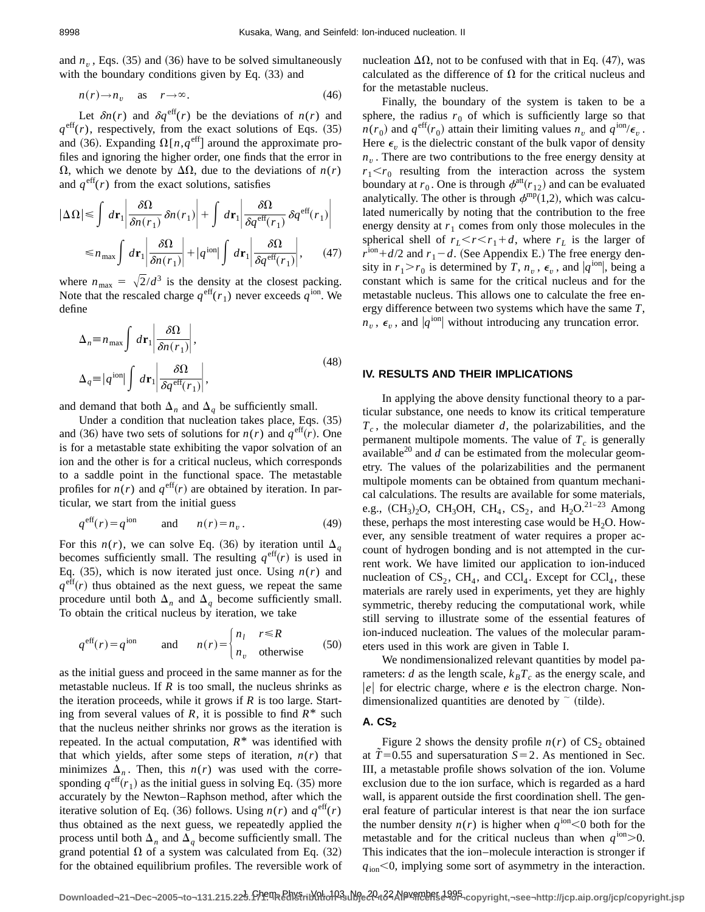and $n_v$, Eqs. (35) and (36) have to be solved simultaneously with the boundary conditions given by Eq. (33) and

$$n(r)\to n_v \quad \text{as} \quad r\to\infty. \tag{46}$$

Let $\delta n(r)$ and $\delta q^{\text{eff}}(r)$ be the deviations of $n(r)$ and $q^{\text{eff}}(r)$, respectively, from the exact solutions of Eqs. (35) and (36). Expanding $\Omega[n,q^{\text{eff}}]$ around the approximate profiles and ignoring the higher order, one finds that the error in $\Omega$, which we denote by $\Delta\Omega$, due to the deviations of $n(r)$ and $q^{\text{eff}}(r)$ from the exact solutions, satisfies

$$\begin{aligned}|\Delta\Omega| &\leqslant \int d\mathbf{r}_1 \left|\frac{\delta\Omega}{\delta n(r_1)}\,\delta n(r_1)\right| + \int d\mathbf{r}_1 \left|\frac{\delta\Omega}{\delta q^{\text{eff}}(r_1)}\,\delta q^{\text{eff}}(r_1)\right| \\ &\leqslant n_{\max}\int d\mathbf{r}_1 \left|\frac{\delta\Omega}{\delta n(r_1)}\right| + |q^{\text{ion}}| \int d\mathbf{r}_1 \left|\frac{\delta\Omega}{\delta q^{\text{eff}}(r_1)}\right|,\end{aligned} \tag{47}$$

where $n_{\max} = \sqrt{2}/d^3$ is the density at the closest packing. Note that the rescaled charge $q^{\text{eff}}(r_1)$ never exceeds $q^{\text{ion}}$. We define

$$\begin{aligned}\Delta_n &\equiv n_{\max}\int d\mathbf{r}_1 \left|\frac{\delta\Omega}{\delta n(r_1)}\right|, \\ \Delta_q &\equiv |q^{\text{ion}}| \int d\mathbf{r}_1 \left|\frac{\delta\Omega}{\delta q^{\text{eff}}(r_1)}\right|,\end{aligned} \tag{48}$$

and demand that both $\Delta_n$ and $\Delta_q$ be sufficiently small.

Under a condition that nucleation takes place, Eqs. (35) and (36) have two sets of solutions for $n(r)$ and $q^{\text{eff}}(r)$. One is for a metastable state exhibiting the vapor solvation of an ion and the other is for a critical nucleus, which corresponds to a saddle point in the functional space. The metastable profiles for $n(r)$ and $q^{\text{eff}}(r)$ are obtained by iteration. In particular, we start from the initial guess

$$q^{\text{eff}}(r)=q^{\text{ion}} \qquad \text{and} \qquad n(r)=n_v. \tag{49}$$

For this $n(r)$, we can solve Eq. (36) by iteration until $\Delta_q$ becomes sufficiently small. The resulting $q^{\text{eff}}(r)$ is used in Eq. (35), which is now iterated just once. Using $n(r)$ and $q^{\text{eff}}(r)$ thus obtained as the next guess, we repeat the same procedure until both $\Delta_n$ and $\Delta_q$ become sufficiently small. To obtain the critical nucleus by iteration, we take

$$q^{\text{eff}}(r)=q^{\text{ion}} \qquad \text{and} \qquad n(r)=\begin{cases} n_l & r\leqslant R \\ n_v & \text{otherwise}\end{cases} \tag{50}$$

as the initial guess and proceed in the same manner as for the metastable nucleus. If $R$ is too small, the nucleus shrinks as the iteration proceeds, while it grows if $R$ is too large. Starting from several values of $R$, it is possible to find $R^*$ such that the nucleus neither shrinks nor grows as the iteration is repeated. In the actual computation, $R^*$ was identified with that which yields, after some steps of iteration, $n(r)$ that minimizes $\Delta_n$. Then, this $n(r)$ was used with the corresponding $q^{\text{eff}}(r_1)$ as the initial guess in solving Eq. (35) more accurately by the Newton–Raphson method, after which the iterative solution of Eq. (36) follows. Using $n(r)$ and $q^{\text{eff}}(r)$ thus obtained as the next guess, we repeatedly applied the process until both $\Delta_n$ and $\Delta_q$ become sufficiently small. The grand potential $\Omega$ of a system was calculated from Eq. (32) for the obtained equilibrium profiles. The reversible work of nucleation $\Delta\Omega$, not to be confused with that in Eq. (47), was calculated as the difference of $\Omega$ for the critical nucleus and for the metastable nucleus.

Finally, the boundary of the system is taken to be a sphere, the radius $r_0$ of which is sufficiently large so that $n(r_0)$ and $q^{\text{eff}}(r_0)$ attain their limiting values $n_v$ and $q^{\text{ion}}/\epsilon_v$. Here $\epsilon_v$ is the dielectric constant of the bulk vapor of density $n_v$. There are two contributions to the free energy density at $r_1<r_0$ resulting from the interaction across the system boundary at $r_0$. One is through $\phi^{\text{att}}(r_{12})$ and can be evaluated analytically. The other is through $\phi^{\text{mp}}(1,2)$, which was calculated numerically by noting that the contribution to the free energy density at $r_1$ comes from only those molecules in the spherical shell of $r_L<r<r_1+d$, where $r_L$ is the larger of $r^{\text{ion}}+d/2$ and $r_1-d$. (See Appendix E.) The free energy density in $r_1>r_0$ is determined by $T$, $n_v$, $\epsilon_v$, and $|q^{\text{ion}}|$, being a constant which is same for the critical nucleus and for the metastable nucleus. This allows one to calculate the free energy difference between two systems which have the same $T$, $n_v$, $\epsilon_v$, and $|q^{\text{ion}}|$ without introducing any truncation error.

## IV. RESULTS AND THEIR IMPLICATIONS

In applying the above density functional theory to a particular substance, one needs to know its critical temperature $T_c$, the molecular diameter $d$, the polarizabilities, and the permanent multipole moments. The value of $T_c$ is generally available[20] and $d$ can be estimated from the molecular geometry. The values of the polarizabilities and the permanent multipole moments can be obtained from quantum mechanical calculations. The results are available for some materials, e.g., $(CH_3)_2O$, $CH_3OH$, $CH_4$, $CS_2$, and $H_2O$.[21–23] Among these, perhaps the most interesting case would be $H_2O$. However, any sensible treatment of water requires a proper account of hydrogen bonding and is not attempted in the current work. We have limited our application to ion-induced nucleation of $CS_2$, $CH_4$, and $CCl_4$. Except for $CCl_4$, these materials are rarely used in experiments, yet they are highly symmetric, thereby reducing the computational work, while still serving to illustrate some of the essential features of ion-induced nucleation. The values of the molecular parameters used in this work are given in Table I.

We nondimensionalized relevant quantities by model parameters: $d$ as the length scale, $k_BT_c$ as the energy scale, and $|e|$ for electric charge, where $e$ is the electron charge. Nondimensionalized quantities are denoted by ~ (tilde).

### A. $CS_2$

Figure 2 shows the density profile $n(r)$ of $CS_2$ obtained at $\tilde{T}=0.55$ and supersaturation $S=2$. As mentioned in Sec. III, a metastable profile shows solvation of the ion. Volume exclusion due to the ion surface, which is regarded as a hard wall, is apparent outside the first coordination shell. The general feature of particular interest is that near the ion surface the number density $n(r)$ is higher when $q^{\text{ion}}<0$ both for the metastable and for the critical nucleus than when $q^{\text{ion}}>0$. This indicates that the ion–molecule interaction is stronger if $q_{\text{ion}}<0$, implying some sort of asymmetry in the interaction.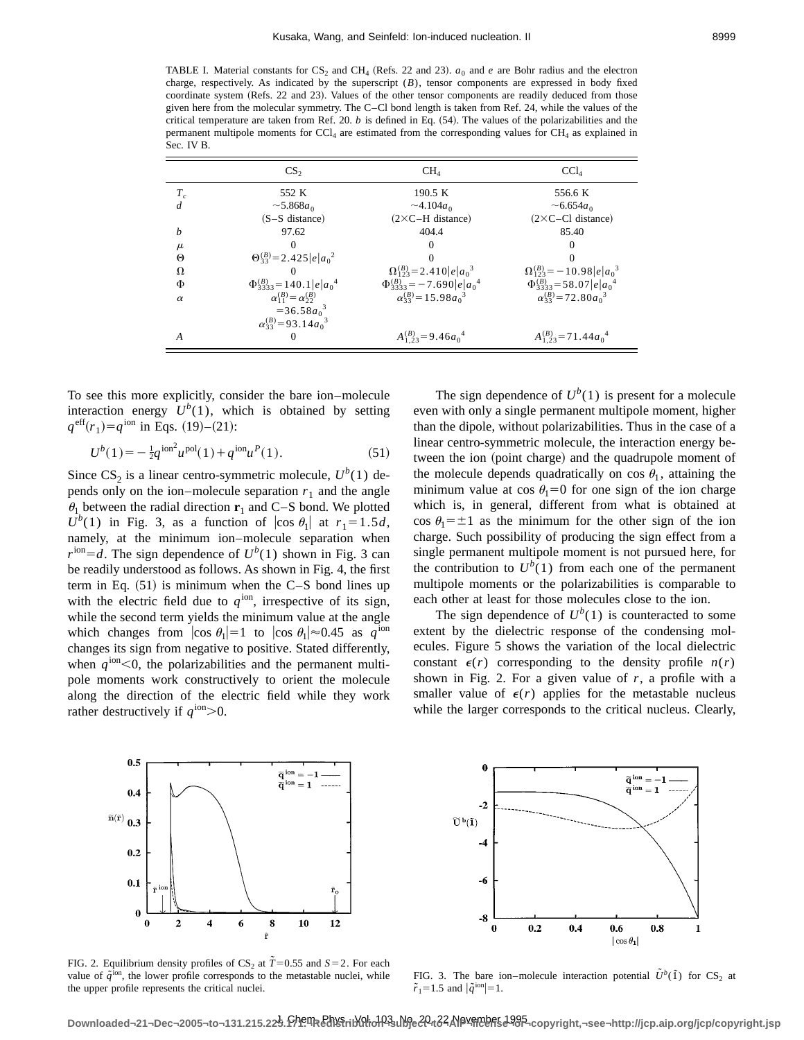TABLE I. Material constants for $CS_2$ and $CH_4$ (Refs. 22 and 23). $a_0$ and $e$ are Bohr radius and the electron charge, respectively. As indicated by the superscript $(B)$, tensor components are expressed in body fixed coordinate system (Refs. 22 and 23). Values of the other tensor components are readily deduced from those given here from the molecular symmetry. The C–Cl bond length is taken from Ref. 24, while the values of the critical temperature are taken from Ref. 20. $b$ is defined in Eq. (54). The values of the polarizabilities and the permanent multipole moments for $CCl_4$ are estimated from the corresponding values for $CH_4$ as explained in Sec. IV B.

| | $CS_2$ | $CH_4$ | $CCl_4$ |
|---|---|---|---|
| $T_c$ | 552 K | 190.5 K | 556.6 K |
| $d$ | $\sim 5.868 a_0$ (S–S distance) | $\sim 4.104 a_0$ (2×C–H distance) | $\sim 6.654 a_0$ (2×C–Cl distance) |
| $b$ | 97.62 | 404.4 | 85.40 |
| $\mu$ | 0 | 0 | 0 |
| $\Theta$ | $\Theta_{33}^{(B)} = 2.425\lvert e\rvert a_0^2$ | 0 | 0 |
| $\Omega$ | 0 | $\Omega_{123}^{(B)} = 2.410\lvert e\rvert a_0^3$ | $\Omega_{123}^{(B)} = -10.98\lvert e\rvert a_0^3$ |
| $\Phi$ | $\Phi_{3333}^{(B)} = 140.1\lvert e\rvert a_0^4$ | $\Phi_{3333}^{(B)} = -7.690\lvert e\rvert a_0^4$ | $\Phi_{3333}^{(B)} = 58.07\lvert e\rvert a_0^4$ |
| $\alpha$ | $\alpha_{11}^{(B)} = \alpha_{22}^{(B)} = 36.58 a_0^3$, $\alpha_{33}^{(B)} = 93.14 a_0^3$ | $\alpha_{33}^{(B)} = 15.98 a_0^3$ | $\alpha_{33}^{(B)} = 72.80 a_0^3$ |
| $A$ | 0 | $A_{1,23}^{(B)} = 9.46 a_0^4$ | $A_{1,23}^{(B)} = 71.44 a_0^4$ |

To see this more explicitly, consider the bare ion–molecule interaction energy $U^b(1)$, which is obtained by setting $q^{\text{eff}}(r_1) = q^{\text{ion}}$ in Eqs. (19)–(21):

$$U^b(1) = -\tfrac{1}{2} q^{\text{ion}^2} u^{\text{pol}}(1) + q^{\text{ion}} u^P(1). \tag{51}$$

Since $CS_2$ is a linear centro-symmetric molecule, $U^b(1)$ depends only on the ion–molecule separation $r_1$ and the angle $\theta_1$ between the radial direction $\mathbf{r}_1$ and C–S bond. We plotted $U^b(1)$ in Fig. 3, as a function of $|\cos\theta_1|$ at $r_1 = 1.5d$, namely, at the minimum ion–molecule separation when $r^{\text{ion}} = d$. The sign dependence of $U^b(1)$ shown in Fig. 3 can be readily understood as follows. As shown in Fig. 4, the first term in Eq. (51) is minimum when the C–S bond lines up with the electric field due to $q^{\text{ion}}$, irrespective of its sign, while the second term yields the minimum value at the angle which changes from $|\cos\theta_1| = 1$ to $|\cos\theta_1| \approx 0.45$ as $q^{\text{ion}}$ changes its sign from negative to positive. Stated differently, when $q^{\text{ion}} < 0$, the polarizabilities and the permanent multipole moments work constructively to orient the molecule along the direction of the electric field while they work rather destructively if $q^{\text{ion}} > 0$.

The sign dependence of $U^b(1)$ is present for a molecule even with only a single permanent multipole moment, higher than the dipole, without polarizabilities. Thus in the case of a linear centro-symmetric molecule, the interaction energy between the ion (point charge) and the quadrupole moment of the molecule depends quadratically on $\cos\theta_1$, attaining the minimum value at $\cos\theta_1 = 0$ for one sign of the ion charge which is, in general, different from what is obtained at $\cos\theta_1 = \pm 1$ as the minimum for the other sign of the ion charge. Such possibility of producing the sign effect from a single permanent multipole moment is not pursued here, for the contribution to $U^b(1)$ from each one of the permanent multipole moments or the polarizabilities is comparable to each other at least for those molecules close to the ion.

The sign dependence of $U^b(1)$ is counteracted to some extent by the dielectric response of the condensing molecules. Figure 5 shows the variation of the local dielectric constant $\epsilon(r)$ corresponding to the density profile $n(r)$ shown in Fig. 2. For a given value of $r$, a profile with a smaller value of $\epsilon(r)$ applies for the metastable nucleus while the larger corresponds to the critical nucleus. Clearly,

FIG. 2. Equilibrium density profiles of $CS_2$ at $\tilde{T} = 0.55$ and $S = 2$. For each value of $\tilde{q}^{\text{ion}}$, the lower profile corresponds to the metastable nuclei, while the upper profile represents the critical nuclei.

FIG. 3. The bare ion–molecule interaction potential $\tilde{U}^b(\tilde{1})$ for $CS_2$ at $\tilde{r}_1 = 1.5$ and $|\tilde{q}^{\text{ion}}| = 1$.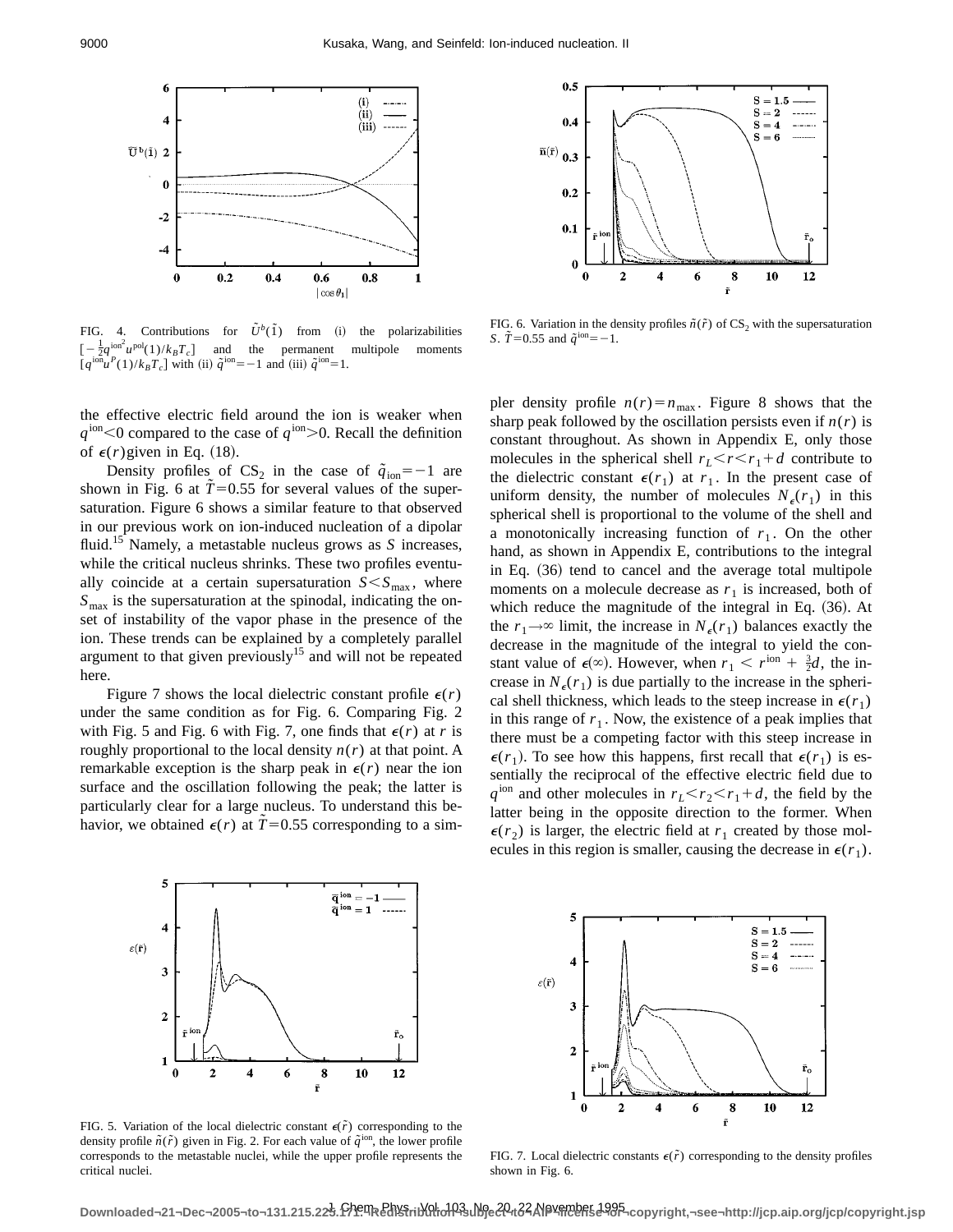FIG. 4. Contributions for $\tilde{U}^b(\tilde{1})$ from (i) the polarizabilities $[-\frac{1}{2}q^{\text{ion}^2}u^{\text{pol}}(1)/k_BT_c]$ and the permanent multipole moments $[q^{\text{ion}}u^P(1)/k_BT_c]$ with (ii) $\tilde{q}^{\text{ion}}=-1$ and (iii) $\tilde{q}^{\text{ion}}=1$.

FIG. 6. Variation in the density profiles $\tilde{n}(\tilde{r})$ of $CS_2$ with the supersaturation $S$. $\tilde{T}=0.55$ and $\tilde{q}^{\text{ion}}=-1$.

the effective electric field around the ion is weaker when $q^{\text{ion}}<0$ compared to the case of $q^{\text{ion}}>0$. Recall the definition of $\epsilon(r)$ given in Eq. (18).

Density profiles of $CS_2$ in the case of $\tilde{q}_{\text{ion}}=-1$ are shown in Fig. 6 at $\tilde{T}=0.55$ for several values of the supersaturation. Figure 6 shows a similar feature to that observed in our previous work on ion-induced nucleation of a dipolar fluid.[15] Namely, a metastable nucleus grows as $S$ increases, while the critical nucleus shrinks. These two profiles eventually coincide at a certain supersaturation $S<S_{\max}$, where $S_{\max}$ is the supersaturation at the spinodal, indicating the onset of instability of the vapor phase in the presence of the ion. These trends can be explained by a completely parallel argument to that given previously[15] and will not be repeated here.

Figure 7 shows the local dielectric constant profile $\epsilon(r)$ under the same condition as for Fig. 6. Comparing Fig. 2 with Fig. 5 and Fig. 6 with Fig. 7, one finds that $\epsilon(r)$ at $r$ is roughly proportional to the local density $n(r)$ at that point. A remarkable exception is the sharp peak in $\epsilon(r)$ near the ion surface and the oscillation following the peak; the latter is particularly clear for a large nucleus. To understand this behavior, we obtained $\epsilon(r)$ at $\tilde{T}=0.55$ corresponding to a simpler density profile $n(r)=n_{\max}$. Figure 8 shows that the sharp peak followed by the oscillation persists even if $n(r)$ is constant throughout. As shown in Appendix E, only those molecules in the spherical shell $r_L<r<r_1+d$ contribute to the dielectric constant $\epsilon(r_1)$ at $r_1$. In the present case of uniform density, the number of molecules $N_\epsilon(r_1)$ in this spherical shell is proportional to the volume of the shell and a monotonically increasing function of $r_1$. On the other hand, as shown in Appendix E, contributions to the integral in Eq. (36) tend to cancel and the average total multipole moments on a molecule decrease as $r_1$ is increased, both of which reduce the magnitude of the integral in Eq. (36). At the $r_1\to\infty$ limit, the increase in $N_\epsilon(r_1)$ balances exactly the decrease in the magnitude of the integral to yield the constant value of $\epsilon(\infty)$. However, when $r_1 < r^{\text{ion}}+\frac{3}{2}d$, the increase in $N_\epsilon(r_1)$ is due partially to the increase in the spherical shell thickness, which leads to the steep increase in $\epsilon(r_1)$ in this range of $r_1$. Now, the existence of a peak implies that there must be a competing factor with this steep increase in $\epsilon(r_1)$. To see how this happens, first recall that $\epsilon(r_1)$ is essentially the reciprocal of the effective electric field due to $q^{\text{ion}}$ and other molecules in $r_L<r_2<r_1+d$, the field by the latter being in the opposite direction to the former. When $\epsilon(r_2)$ is larger, the electric field at $r_1$ created by those molecules in this region is smaller, causing the decrease in $\epsilon(r_1)$.

FIG. 5. Variation of the local dielectric constant $\epsilon(\tilde{r})$ corresponding to the density profile $\tilde{n}(\tilde{r})$ given in Fig. 2. For each value of $\tilde{q}^{\text{ion}}$, the lower profile corresponds to the metastable nuclei, while the upper profile represents the critical nuclei.

FIG. 7. Local dielectric constants $\epsilon(\tilde{r})$ corresponding to the density profiles shown in Fig. 6.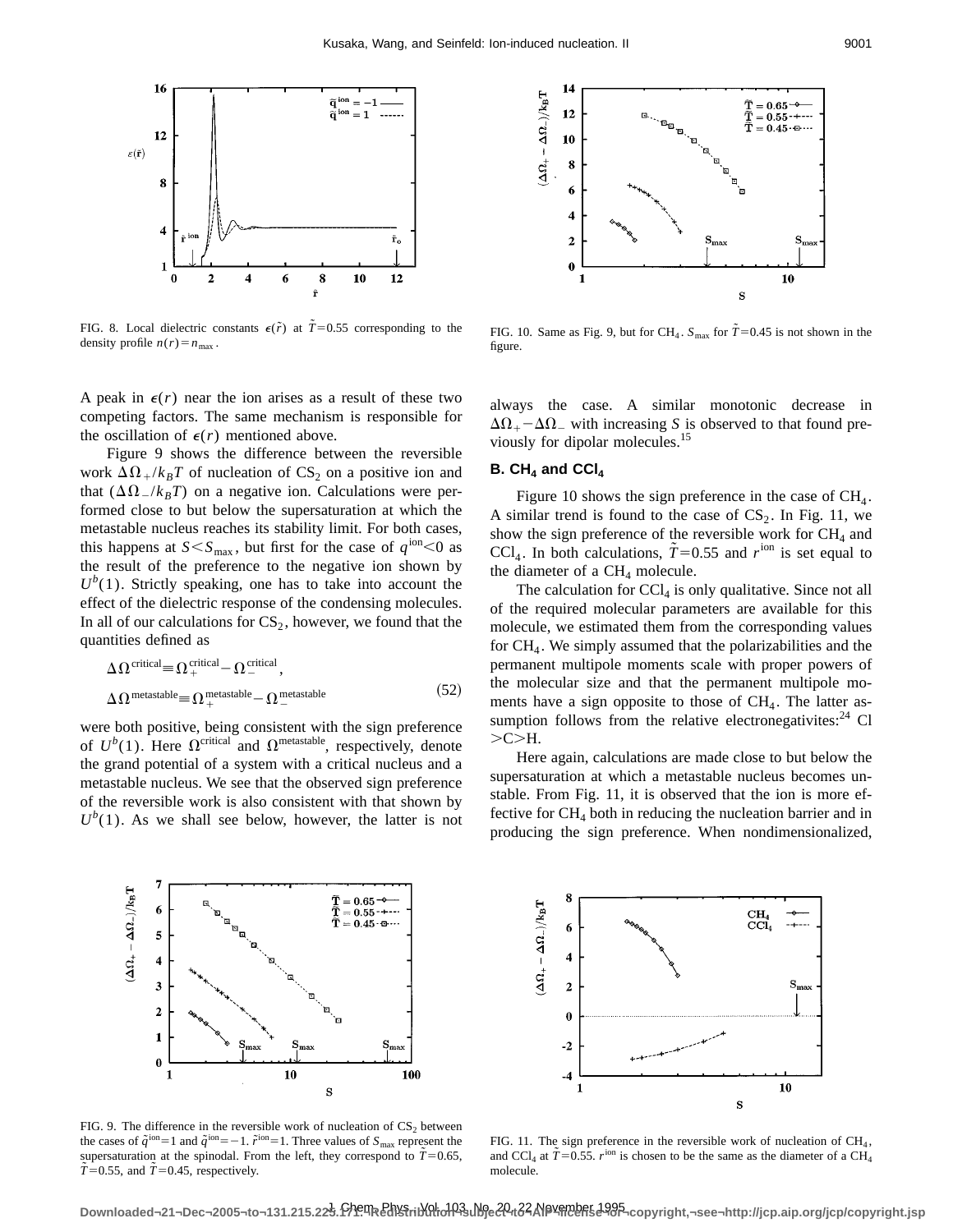FIG. 8. Local dielectric constants $\epsilon(\tilde{r})$ at $\tilde{T}=0.55$ corresponding to the density profile $n(r)=n_{\max}$.

FIG. 10. Same as Fig. 9, but for $CH_4$. $S_{\max}$ for $\tilde{T}=0.45$ is not shown in the figure.

A peak in $\epsilon(r)$ near the ion arises as a result of these two competing factors. The same mechanism is responsible for the oscillation of $\epsilon(r)$ mentioned above.

Figure 9 shows the difference between the reversible work $\Delta\Omega_+/k_BT$ of nucleation of $CS_2$ on a positive ion and that $(\Delta\Omega_-/k_BT)$ on a negative ion. Calculations were performed close to but below the supersaturation at which the metastable nucleus reaches its stability limit. For both cases, this happens at $S<S_{\max}$, but first for the case of $q^{\text{ion}}<0$ as the result of the preference to the negative ion shown by $U^b(1)$. Strictly speaking, one has to take into account the effect of the dielectric response of the condensing molecules. In all of our calculations for $CS_2$, however, we found that the quantities defined as

$$\Delta\Omega^{\text{critical}} \equiv \Omega_+^{\text{critical}} - \Omega_-^{\text{critical}},$$
$$\Delta\Omega^{\text{metastable}} \equiv \Omega_+^{\text{metastable}} - \Omega_-^{\text{metastable}} \tag{52}$$

were both positive, being consistent with the sign preference of $U^b(1)$. Here $\Omega^{\text{critical}}$ and $\Omega^{\text{metastable}}$, respectively, denote the grand potential of a system with a critical nucleus and a metastable nucleus. We see that the observed sign preference of the reversible work is also consistent with that shown by $U^b(1)$. As we shall see below, however, the latter is not always the case. A similar monotonic decrease in $\Delta\Omega_+ - \Delta\Omega_-$ with increasing $S$ is observed to that found previously for dipolar molecules.[15]

## B. $CH_4$ and $CCl_4$

Figure 10 shows the sign preference in the case of $CH_4$. A similar trend is found to the case of $CS_2$. In Fig. 11, we show the sign preference of the reversible work for $CH_4$ and $CCl_4$. In both calculations, $\tilde{T}=0.55$ and $r^{\text{ion}}$ is set equal to the diameter of a $CH_4$ molecule.

The calculation for $CCl_4$ is only qualitative. Since not all of the required molecular parameters are available for this molecule, we estimated them from the corresponding values for $CH_4$. We simply assumed that the polarizabilities and the permanent multipole moments scale with proper powers of the molecular size and that the permanent multipole moments have a sign opposite to those of $CH_4$. The latter assumption follows from the relative electronegativites:[24] Cl >C>H.

Here again, calculations are made close to but below the supersaturation at which a metastable nucleus becomes unstable. From Fig. 11, it is observed that the ion is more effective for $CH_4$ both in reducing the nucleation barrier and in producing the sign preference. When nondimensionalized,

FIG. 9. The difference in the reversible work of nucleation of $CS_2$ between the cases of $\tilde{q}^{\text{ion}}=1$ and $\tilde{q}^{\text{ion}}=-1$. $\tilde{r}^{\text{ion}}=1$. Three values of $S_{\max}$ represent the supersaturation at the spinodal. From the left, they correspond to $\tilde{T}=0.65$, $\tilde{T}=0.55$, and $\tilde{T}=0.45$, respectively.

FIG. 11. The sign preference in the reversible work of nucleation of $CH_4$, and $CCl_4$ at $\tilde{T}=0.55$. $r^{\text{ion}}$ is chosen to be the same as the diameter of a $CH_4$ molecule.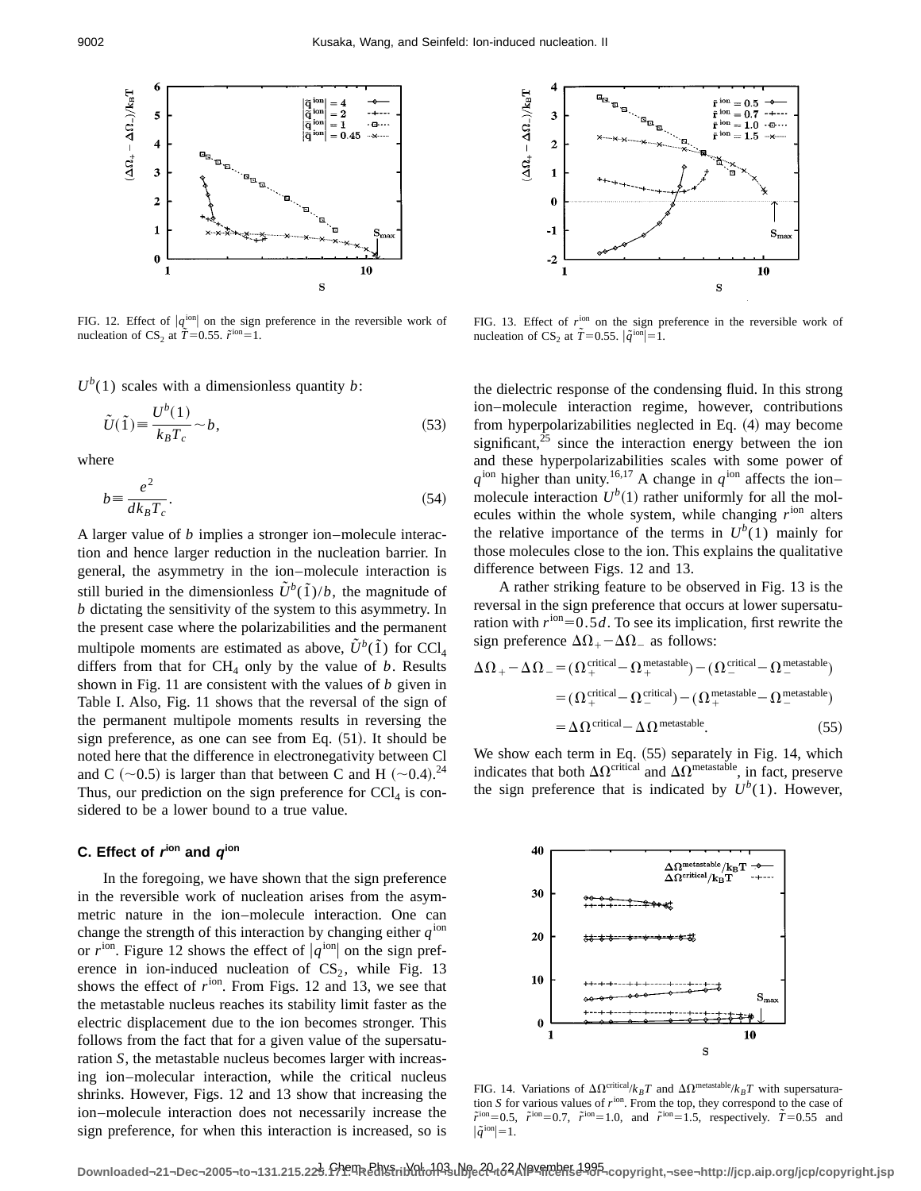FIG. 12. Effect of $|q^{\rm ion}|$ on the sign preference in the reversible work of nucleation of $CS_2$ at $\tilde{T}=0.55$. $\tilde{r}^{\rm ion}=1$.

FIG. 13. Effect of $r^{\rm ion}$ on the sign preference in the reversible work of nucleation of $CS_2$ at $\tilde{T}=0.55$. $|\tilde{q}^{\rm ion}|=1$.

$U^b(1)$ scales with a dimensionless quantity $b$:

$$\tilde{U}(\tilde{1}) \equiv \frac{U^b(1)}{k_B T_c} \sim b, \tag{53}$$

where

$$b \equiv \frac{e^2}{d k_B T_c}. \tag{54}$$

A larger value of $b$ implies a stronger ion–molecule interaction and hence larger reduction in the nucleation barrier. In general, the asymmetry in the ion–molecule interaction is still buried in the dimensionless $\tilde{U}^b(\tilde{1})/b$, the magnitude of $b$ dictating the sensitivity of the system to this asymmetry. In the present case where the polarizabilities and the permanent multipole moments are estimated as above, $\tilde{U}^b(\tilde{1})$ for $CCl_4$ differs from that for $CH_4$ only by the value of $b$. Results shown in Fig. 11 are consistent with the values of $b$ given in Table I. Also, Fig. 11 shows that the reversal of the sign of the permanent multipole moments results in reversing the sign preference, as one can see from Eq. (51). It should be noted here that the difference in electronegativity between Cl and C ($\sim$0.5) is larger than that between C and H ($\sim$0.4).[24] Thus, our prediction on the sign preference for $CCl_4$ is considered to be a lower bound to a true value.

### C. Effect of $r^{\rm ion}$ and $q^{\rm ion}$

In the foregoing, we have shown that the sign preference in the reversible work of nucleation arises from the asymmetric nature in the ion–molecule interaction. One can change the strength of this interaction by changing either $q^{\rm ion}$ or $r^{\rm ion}$. Figure 12 shows the effect of $|q^{\rm ion}|$ on the sign preference in ion-induced nucleation of $CS_2$, while Fig. 13 shows the effect of $r^{\rm ion}$. From Figs. 12 and 13, we see that the metastable nucleus reaches its stability limit faster as the electric displacement due to the ion becomes stronger. This follows from the fact that for a given value of the supersaturation $S$, the metastable nucleus becomes larger with increasing ion–molecular interaction, while the critical nucleus shrinks. However, Figs. 12 and 13 show that increasing the ion–molecule interaction does not necessarily increase the sign preference, for when this interaction is increased, so is the dielectric response of the condensing fluid. In this strong ion–molecule interaction regime, however, contributions from hyperpolarizabilities neglected in Eq. (4) may become significant,[25] since the interaction energy between the ion and these hyperpolarizabilities scales with some power of $q^{\rm ion}$ higher than unity.[16,17] A change in $q^{\rm ion}$ affects the ion–molecule interaction $U^b(1)$ rather uniformly for all the molecules within the whole system, while changing $r^{\rm ion}$ alters the relative importance of the terms in $U^b(1)$ mainly for those molecules close to the ion. This explains the qualitative difference between Figs. 12 and 13.

A rather striking feature to be observed in Fig. 13 is the reversal in the sign preference that occurs at lower supersaturation with $r^{\rm ion}=0.5d$. To see its implication, first rewrite the sign preference $\Delta\Omega_+ - \Delta\Omega_-$ as follows:

$$\begin{aligned}
\Delta\Omega_+ - \Delta\Omega_- &= (\Omega_+^{\rm critical} - \Omega_+^{\rm metastable}) - (\Omega_-^{\rm critical} - \Omega_-^{\rm metastable}) \\
&= (\Omega_+^{\rm critical} - \Omega_-^{\rm critical}) - (\Omega_+^{\rm metastable} - \Omega_-^{\rm metastable}) \\
&= \Delta\Omega^{\rm critical} - \Delta\Omega^{\rm metastable}.
\end{aligned} \tag{55}$$

We show each term in Eq. (55) separately in Fig. 14, which indicates that both $\Delta\Omega^{\rm critical}$ and $\Delta\Omega^{\rm metastable}$, in fact, preserve the sign preference that is indicated by $U^b(1)$. However,

FIG. 14. Variations of $\Delta\Omega^{\rm critical}/k_BT$ and $\Delta\Omega^{\rm metastable}/k_BT$ with supersaturation $S$ for various values of $r^{\rm ion}$. From the top, they correspond to the case of $\tilde{r}^{\rm ion}=0.5$, $\tilde{r}^{\rm ion}=0.7$, $\tilde{r}^{\rm ion}=1.0$, and $\tilde{r}^{\rm ion}=1.5$, respectively. $\tilde{T}=0.55$ and $|\tilde{q}^{\rm ion}|=1$.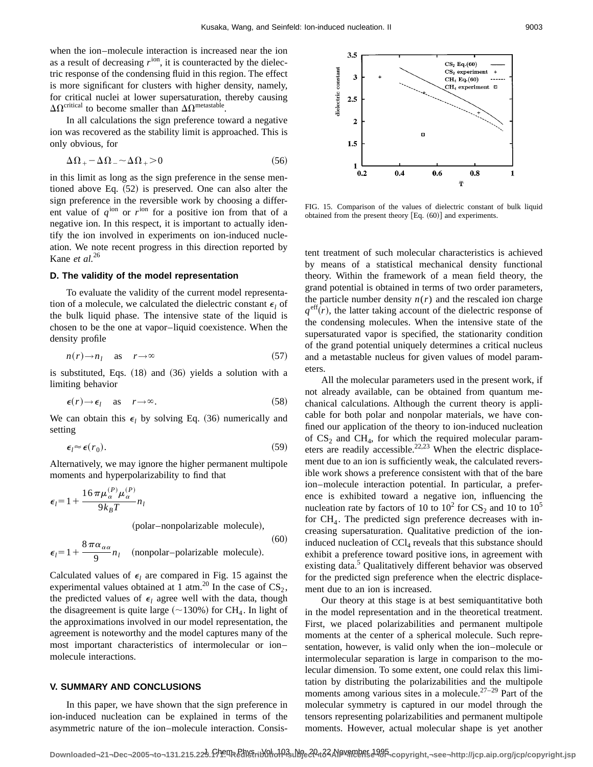when the ion–molecule interaction is increased near the ion as a result of decreasing $r^{\text{ion}}$, it is counteracted by the dielectric response of the condensing fluid in this region. The effect is more significant for clusters with higher density, namely, for critical nuclei at lower supersaturation, thereby causing $\Delta\Omega^{\text{critical}}$ to become smaller than $\Delta\Omega^{\text{metastable}}$.

In all calculations the sign preference toward a negative ion was recovered as the stability limit is approached. This is only obvious, for

$$\Delta\Omega_{+} - \Delta\Omega_{-} \sim \Delta\Omega_{+} > 0 \tag{56}$$

in this limit as long as the sign preference in the sense mentioned above Eq. (52) is preserved. One can also alter the sign preference in the reversible work by choosing a different value of $q^{\text{ion}}$ or $r^{\text{ion}}$ for a positive ion from that of a negative ion. In this respect, it is important to actually identify the ion involved in experiments on ion-induced nucleation. We note recent progress in this direction reported by Kane *et al.*[26]

### D. The validity of the model representation

To evaluate the validity of the current model representation of a molecule, we calculated the dielectric constant $\epsilon_l$ of the bulk liquid phase. The intensive state of the liquid is chosen to be the one at vapor–liquid coexistence. When the density profile

$$n(r) \to n_l \quad \text{as} \quad r \to \infty \tag{57}$$

is substituted, Eqs. (18) and (36) yields a solution with a limiting behavior

$$\epsilon(r) \to \epsilon_l \quad \text{as} \quad r \to \infty. \tag{58}$$

We can obtain this $\epsilon_l$ by solving Eq. (36) numerically and setting

$$\epsilon_l \approx \epsilon(r_0). \tag{59}$$

Alternatively, we may ignore the higher permanent multipole moments and hyperpolarizability to find that

$$\epsilon_l = 1 + \frac{16\pi\mu_\alpha^{(P)}\mu_\alpha^{(P)}}{9k_BT} n_l \quad \text{(polar–nonpolarizable molecule)},$$
$$\epsilon_l = 1 + \frac{8\pi\alpha_{\alpha\alpha}}{9} n_l \quad \text{(nonpolar–polarizable molecule)}. \tag{60}$$

Calculated values of $\epsilon_l$ are compared in Fig. 15 against the experimental values obtained at 1 atm.[20] In the case of $CS_2$, the predicted values of $\epsilon_l$ agree well with the data, though the disagreement is quite large (~130%) for $CH_4$. In light of the approximations involved in our model representation, the agreement is noteworthy and the model captures many of the most important characteristics of intermolecular or ion–molecule interactions.

FIG. 15. Comparison of the values of dielectric constant of bulk liquid obtained from the present theory [Eq. (60)] and experiments.

## V. SUMMARY AND CONCLUSIONS

In this paper, we have shown that the sign preference in ion-induced nucleation can be explained in terms of the asymmetric nature of the ion–molecule interaction. Consistent treatment of such molecular characteristics is achieved by means of a statistical mechanical density functional theory. Within the framework of a mean field theory, the grand potential is obtained in terms of two order parameters, the particle number density $n(r)$ and the rescaled ion charge $q^{\text{eff}}(r)$, the latter taking account of the dielectric response of the condensing molecules. When the intensive state of the supersaturated vapor is specified, the stationarity condition of the grand potential uniquely determines a critical nucleus and a metastable nucleus for given values of model parameters.

All the molecular parameters used in the present work, if not already available, can be obtained from quantum mechanical calculations. Although the current theory is applicable for both polar and nonpolar materials, we have confined our application of the theory to ion-induced nucleation of $CS_2$ and $CH_4$, for which the required molecular parameters are readily accessible.[22,23] When the electric displacement due to an ion is sufficiently weak, the calculated reversible work shows a preference consistent with that of the bare ion–molecule interaction potential. In particular, a preference is exhibited toward a negative ion, influencing the nucleation rate by factors of 10 to $10^2$ for $CS_2$ and 10 to $10^5$ for $CH_4$. The predicted sign preference decreases with increasing supersaturation. Qualitative prediction of the ion-induced nucleation of $CCl_4$ reveals that this substance should exhibit a preference toward positive ions, in agreement with existing data.[5] Qualitatively different behavior was observed for the predicted sign preference when the electric displacement due to an ion is increased.

Our theory at this stage is at best semiquantitative both in the model representation and in the theoretical treatment. First, we placed polarizabilities and permanent multipole moments at the center of a spherical molecule. Such representation, however, is valid only when the ion–molecule or intermolecular separation is large in comparison to the molecular dimension. To some extent, one could relax this limitation by distributing the polarizabilities and the multipole moments among various sites in a molecule.[27–29] Part of the molecular symmetry is captured in our model through the tensors representing polarizabilities and permanent multipole moments. However, actual molecular shape is yet another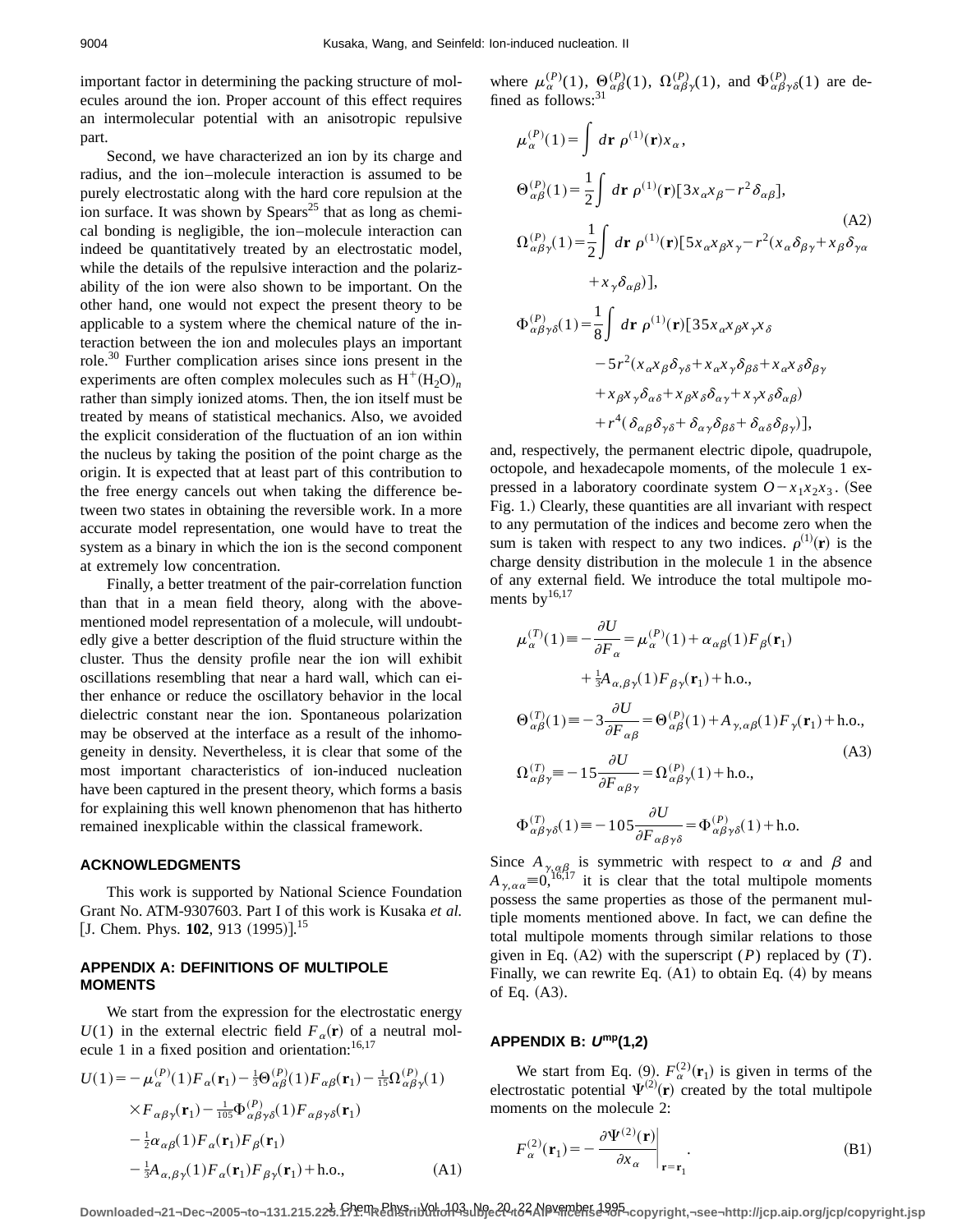important factor in determining the packing structure of molecules around the ion. Proper account of this effect requires an intermolecular potential with an anisotropic repulsive part.

Second, we have characterized an ion by its charge and radius, and the ion–molecule interaction is assumed to be purely electrostatic along with the hard core repulsion at the ion surface. It was shown by Spears[25] that as long as chemical bonding is negligible, the ion–molecule interaction can indeed be quantitatively treated by an electrostatic model, while the details of the repulsive interaction and the polarizability of the ion were also shown to be important. On the other hand, one would not expect the present theory to be applicable to a system where the chemical nature of the interaction between the ion and molecules plays an important role.[30] Further complication arises since ions present in the experiments are often complex molecules such as $H^+(H_2O)_n$ rather than simply ionized atoms. Then, the ion itself must be treated by means of statistical mechanics. Also, we avoided the explicit consideration of the fluctuation of an ion within the nucleus by taking the position of the point charge as the origin. It is expected that at least part of this contribution to the free energy cancels out when taking the difference between two states in obtaining the reversible work. In a more accurate model representation, one would have to treat the system as a binary in which the ion is the second component at extremely low concentration.

Finally, a better treatment of the pair-correlation function than that in a mean field theory, along with the above-mentioned model representation of a molecule, will undoubtedly give a better description of the fluid structure within the cluster. Thus the density profile near the ion will exhibit oscillations resembling that near a hard wall, which can either enhance or reduce the oscillatory behavior in the local dielectric constant near the ion. Spontaneous polarization may be observed at the interface as a result of the inhomogeneity in density. Nevertheless, it is clear that some of the most important characteristics of ion-induced nucleation have been captured in the present theory, which forms a basis for explaining this well known phenomenon that has hitherto remained inexplicable within the classical framework.

## ACKNOWLEDGMENTS

This work is supported by National Science Foundation Grant No. ATM-9307603. Part I of this work is Kusaka *et al.* [J. Chem. Phys. **102**, 913 (1995)].[15]

## APPENDIX A: DEFINITIONS OF MULTIPOLE MOMENTS

We start from the expression for the electrostatic energy $U(1)$ in the external electric field $F_\alpha(\mathbf{r})$ of a neutral molecule 1 in a fixed position and orientation:[16,17]

$$
\begin{aligned}
U(1) = & -\mu_\alpha^{(P)}(1)F_\alpha(\mathbf{r}_1) - \tfrac{1}{3}\Theta_{\alpha\beta}^{(P)}(1)F_{\alpha\beta}(\mathbf{r}_1) - \tfrac{1}{15}\Omega_{\alpha\beta\gamma}^{(P)}(1) \\
& \times F_{\alpha\beta\gamma}(\mathbf{r}_1) - \tfrac{1}{105}\Phi_{\alpha\beta\gamma\delta}^{(P)}(1)F_{\alpha\beta\gamma\delta}(\mathbf{r}_1) \\
& - \tfrac{1}{2}\alpha_{\alpha\beta}(1)F_\alpha(\mathbf{r}_1)F_\beta(\mathbf{r}_1) \\
& - \tfrac{1}{3}A_{\alpha,\beta\gamma}(1)F_\alpha(\mathbf{r}_1)F_{\beta\gamma}(\mathbf{r}_1) + \text{h.o.},
\end{aligned}
\tag{A1}
$$

where $\mu_\alpha^{(P)}(1)$, $\Theta_{\alpha\beta}^{(P)}(1)$, $\Omega_{\alpha\beta\gamma}^{(P)}(1)$, and $\Phi_{\alpha\beta\gamma\delta}^{(P)}(1)$ are defined as follows:[31]

$$
\begin{aligned}
\mu_\alpha^{(P)}(1) &= \int d\mathbf{r}\, \rho^{(1)}(\mathbf{r}) x_\alpha, \\
\Theta_{\alpha\beta}^{(P)}(1) &= \frac{1}{2}\int d\mathbf{r}\, \rho^{(1)}(\mathbf{r})[3x_\alpha x_\beta - r^2\delta_{\alpha\beta}], \\
\Omega_{\alpha\beta\gamma}^{(P)}(1) &= \frac{1}{2}\int d\mathbf{r}\, \rho^{(1)}(\mathbf{r})[5x_\alpha x_\beta x_\gamma - r^2(x_\alpha\delta_{\beta\gamma} + x_\beta\delta_{\gamma\alpha} \\
&\quad + x_\gamma\delta_{\alpha\beta})], \\
\Phi_{\alpha\beta\gamma\delta}^{(P)}(1) &= \frac{1}{8}\int d\mathbf{r}\, \rho^{(1)}(\mathbf{r})[35x_\alpha x_\beta x_\gamma x_\delta \\
&\quad - 5r^2(x_\alpha x_\beta\delta_{\gamma\delta} + x_\alpha x_\gamma\delta_{\beta\delta} + x_\alpha x_\delta\delta_{\beta\gamma} \\
&\quad + x_\beta x_\gamma\delta_{\alpha\delta} + x_\beta x_\delta\delta_{\alpha\gamma} + x_\gamma x_\delta\delta_{\alpha\beta}) \\
&\quad + r^4(\delta_{\alpha\beta}\delta_{\gamma\delta} + \delta_{\alpha\gamma}\delta_{\beta\delta} + \delta_{\alpha\delta}\delta_{\beta\gamma})],
\end{aligned}
\tag{A2}
$$

and, respectively, the permanent electric dipole, quadrupole, octopole, and hexadecapole moments, of the molecule 1 expressed in a laboratory coordinate system $O-x_1x_2x_3$. (See Fig. 1.) Clearly, these quantities are all invariant with respect to any permutation of the indices and become zero when the sum is taken with respect to any two indices. $\rho^{(1)}(\mathbf{r})$ is the charge density distribution in the molecule 1 in the absence of any external field. We introduce the total multipole moments by[16,17]

$$
\begin{aligned}
\mu_\alpha^{(T)}(1) &\equiv -\frac{\partial U}{\partial F_\alpha} = \mu_\alpha^{(P)}(1) + \alpha_{\alpha\beta}(1)F_\beta(\mathbf{r}_1) \\
&\quad + \tfrac{1}{3}A_{\alpha,\beta\gamma}(1)F_{\beta\gamma}(\mathbf{r}_1) + \text{h.o.}, \\
\Theta_{\alpha\beta}^{(T)}(1) &\equiv -3\frac{\partial U}{\partial F_{\alpha\beta}} = \Theta_{\alpha\beta}^{(P)}(1) + A_{\gamma,\alpha\beta}(1)F_\gamma(\mathbf{r}_1) + \text{h.o.}, \\
\Omega_{\alpha\beta\gamma}^{(T)} &\equiv -15\frac{\partial U}{\partial F_{\alpha\beta\gamma}} = \Omega_{\alpha\beta\gamma}^{(P)}(1) + \text{h.o.}, \\
\Phi_{\alpha\beta\gamma\delta}^{(T)}(1) &\equiv -105\frac{\partial U}{\partial F_{\alpha\beta\gamma\delta}} = \Phi_{\alpha\beta\gamma\delta}^{(P)}(1) + \text{h.o.}
\end{aligned}
\tag{A3}
$$

Since $A_{\gamma,\alpha\beta}$ is symmetric with respect to $\alpha$ and $\beta$ and $A_{\gamma,\alpha\alpha} \equiv 0$,[16,17] it is clear that the total multipole moments possess the same properties as those of the permanent multiple moments mentioned above. In fact, we can define the total multipole moments through similar relations to those given in Eq. (A2) with the superscript $(P)$ replaced by $(T)$. Finally, we can rewrite Eq. (A1) to obtain Eq. (4) by means of Eq. (A3).

## APPENDIX B: $U^{\mathrm{mp}}(1,2)$

We start from Eq. (9). $F_\alpha^{(2)}(\mathbf{r}_1)$ is given in terms of the electrostatic potential $\Psi^{(2)}(\mathbf{r})$ created by the total multipole moments on the molecule 2:

$$
F_\alpha^{(2)}(\mathbf{r}_1) = -\left.\frac{\partial \Psi^{(2)}(\mathbf{r})}{\partial x_\alpha}\right|_{\mathbf{r}=\mathbf{r}_1}.
\tag{B1}
$$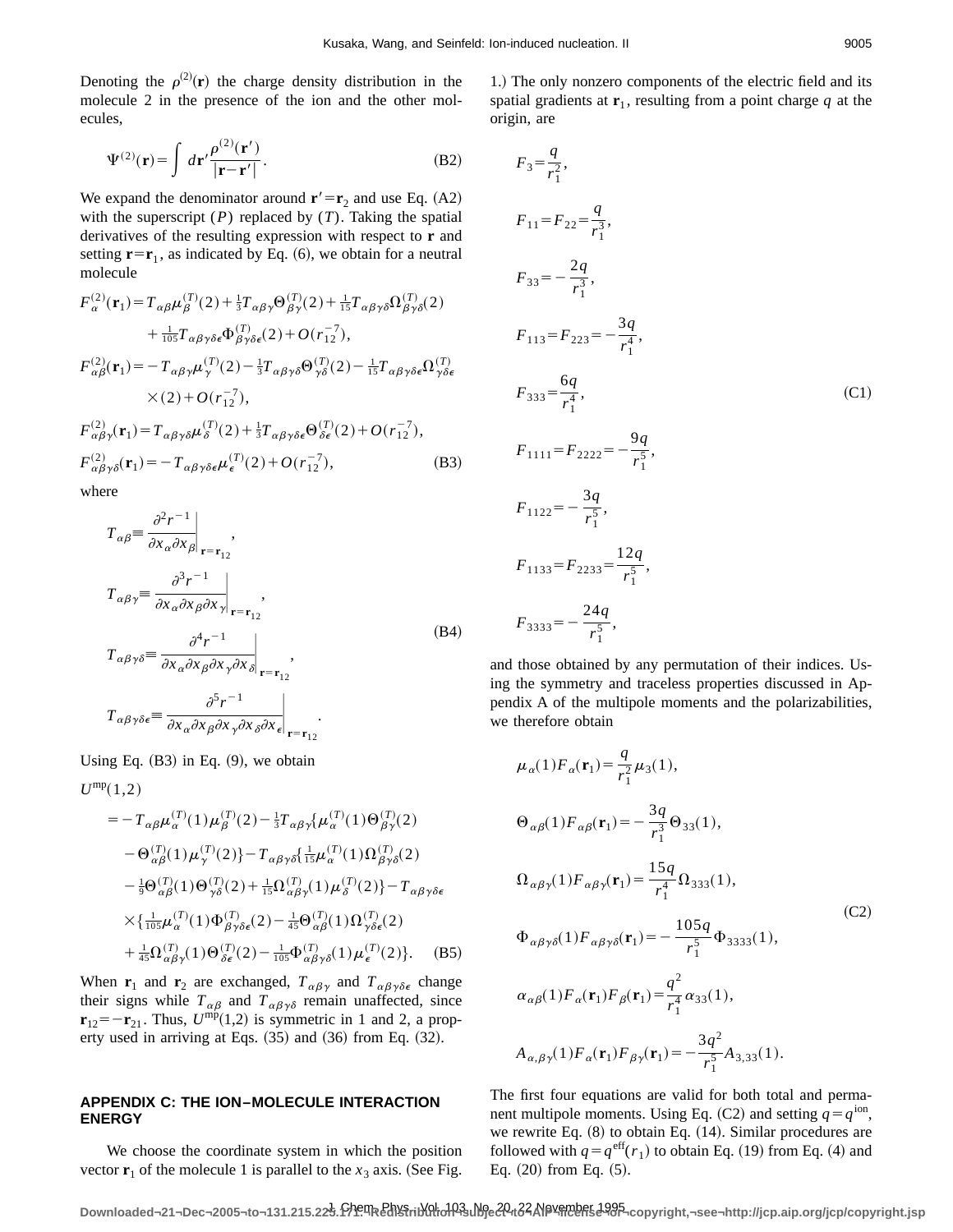Denoting the $\rho^{(2)}(\mathbf{r})$ the charge density distribution in the molecule 2 in the presence of the ion and the other molecules,

$$\Psi^{(2)}(\mathbf{r}) = \int d\mathbf{r}' \frac{\rho^{(2)}(\mathbf{r}')}{|\mathbf{r}-\mathbf{r}'|}. \tag{B2}$$

We expand the denominator around $\mathbf{r}'=\mathbf{r}_2$ and use Eq. (A2) with the superscript $(P)$ replaced by $(T)$. Taking the spatial derivatives of the resulting expression with respect to $\mathbf{r}$ and setting $\mathbf{r}=\mathbf{r}_1$, as indicated by Eq. (6), we obtain for a neutral molecule

$$\begin{aligned}
F^{(2)}_{\alpha}(\mathbf{r}_1) &= T_{\alpha\beta}\mu^{(T)}_{\beta}(2) + \tfrac{1}{3}T_{\alpha\beta\gamma}\Theta^{(T)}_{\beta\gamma}(2) + \tfrac{1}{15}T_{\alpha\beta\gamma\delta}\Omega^{(T)}_{\beta\gamma\delta}(2) \\
&\quad + \tfrac{1}{105}T_{\alpha\beta\gamma\delta\epsilon}\Phi^{(T)}_{\beta\gamma\delta\epsilon}(2) + O(r_{12}^{-7}), \\
F^{(2)}_{\alpha\beta}(\mathbf{r}_1) &= -T_{\alpha\beta\gamma}\mu^{(T)}_{\gamma}(2) - \tfrac{1}{3}T_{\alpha\beta\gamma\delta}\Theta^{(T)}_{\gamma\delta}(2) - \tfrac{1}{15}T_{\alpha\beta\gamma\delta\epsilon}\Omega^{(T)}_{\gamma\delta\epsilon} \\
&\quad \times (2) + O(r_{12}^{-7}), \\
F^{(2)}_{\alpha\beta\gamma}(\mathbf{r}_1) &= T_{\alpha\beta\gamma\delta}\mu^{(T)}_{\delta}(2) + \tfrac{1}{3}T_{\alpha\beta\gamma\delta\epsilon}\Theta^{(T)}_{\delta\epsilon}(2) + O(r_{12}^{-7}), \\
F^{(2)}_{\alpha\beta\gamma\delta}(\mathbf{r}_1) &= -T_{\alpha\beta\gamma\delta\epsilon}\mu^{(T)}_{\epsilon}(2) + O(r_{12}^{-7}),
\end{aligned} \tag{B3}$$

where

$$\begin{aligned}
T_{\alpha\beta} &\equiv \left.\frac{\partial^2 r^{-1}}{\partial x_\alpha \partial x_\beta}\right|_{\mathbf{r}=\mathbf{r}_{12}}, \\
T_{\alpha\beta\gamma} &\equiv \left.\frac{\partial^3 r^{-1}}{\partial x_\alpha \partial x_\beta \partial x_\gamma}\right|_{\mathbf{r}=\mathbf{r}_{12}}, \\
T_{\alpha\beta\gamma\delta} &\equiv \left.\frac{\partial^4 r^{-1}}{\partial x_\alpha \partial x_\beta \partial x_\gamma \partial x_\delta}\right|_{\mathbf{r}=\mathbf{r}_{12}}, \\
T_{\alpha\beta\gamma\delta\epsilon} &\equiv \left.\frac{\partial^5 r^{-1}}{\partial x_\alpha \partial x_\beta \partial x_\gamma \partial x_\delta \partial x_\epsilon}\right|_{\mathbf{r}=\mathbf{r}_{12}}.
\end{aligned} \tag{B4}$$

Using Eq. (B3) in Eq. (9), we obtain

$$\begin{aligned}
U^{\mathrm{mp}}(1,2) &= -T_{\alpha\beta}\mu^{(T)}_{\alpha}(1)\mu^{(T)}_{\beta}(2) - \tfrac{1}{3}T_{\alpha\beta\gamma}\{\mu^{(T)}_{\alpha}(1)\Theta^{(T)}_{\beta\gamma}(2) \\
&\quad - \Theta^{(T)}_{\alpha\beta}(1)\mu^{(T)}_{\gamma}(2)\} - T_{\alpha\beta\gamma\delta}\{\tfrac{1}{15}\mu^{(T)}_{\alpha}(1)\Omega^{(T)}_{\beta\gamma\delta}(2) \\
&\quad - \tfrac{1}{9}\Theta^{(T)}_{\alpha\beta}(1)\Theta^{(T)}_{\gamma\delta}(2) + \tfrac{1}{15}\Omega^{(T)}_{\alpha\beta\gamma}(1)\mu^{(T)}_{\delta}(2)\} - T_{\alpha\beta\gamma\delta\epsilon} \\
&\quad \times \{\tfrac{1}{105}\mu^{(T)}_{\alpha}(1)\Phi^{(T)}_{\beta\gamma\delta\epsilon}(2) - \tfrac{1}{45}\Theta^{(T)}_{\alpha\beta}(1)\Omega^{(T)}_{\gamma\delta\epsilon}(2) \\
&\quad + \tfrac{1}{45}\Omega^{(T)}_{\alpha\beta\gamma}(1)\Theta^{(T)}_{\delta\epsilon}(2) - \tfrac{1}{105}\Phi^{(T)}_{\alpha\beta\gamma\delta}(1)\mu^{(T)}_{\epsilon}(2)\}.
\end{aligned} \tag{B5}$$

When $\mathbf{r}_1$ and $\mathbf{r}_2$ are exchanged, $T_{\alpha\beta\gamma}$ and $T_{\alpha\beta\gamma\delta\epsilon}$ change their signs while $T_{\alpha\beta}$ and $T_{\alpha\beta\gamma\delta}$ remain unaffected, since $\mathbf{r}_{12}=-\mathbf{r}_{21}$. Thus, $U^{\mathrm{mp}}(1,2)$ is symmetric in 1 and 2, a property used in arriving at Eqs. (35) and (36) from Eq. (32).

## APPENDIX C: THE ION–MOLECULE INTERACTION ENERGY

We choose the coordinate system in which the position vector $\mathbf{r}_1$ of the molecule 1 is parallel to the $x_3$ axis. (See Fig. 1.) The only nonzero components of the electric field and its spatial gradients at $\mathbf{r}_1$, resulting from a point charge $q$ at the origin, are

$$\begin{aligned}
F_3 &= \frac{q}{r_1^2}, \\
F_{11} &= F_{22} = \frac{q}{r_1^3}, \\
F_{33} &= -\frac{2q}{r_1^3}, \\
F_{113} &= F_{223} = -\frac{3q}{r_1^4}, \\
F_{333} &= \frac{6q}{r_1^4}, \\
F_{1111} &= F_{2222} = -\frac{9q}{r_1^5}, \\
F_{1122} &= -\frac{3q}{r_1^5}, \\
F_{1133} &= F_{2233} = \frac{12q}{r_1^5}, \\
F_{3333} &= -\frac{24q}{r_1^5},
\end{aligned} \tag{C1}$$

and those obtained by any permutation of their indices. Using the symmetry and traceless properties discussed in Appendix A of the multipole moments and the polarizabilities, we therefore obtain

$$\begin{aligned}
\mu_\alpha(1)F_\alpha(\mathbf{r}_1) &= \frac{q}{r_1^2}\mu_3(1), \\
\Theta_{\alpha\beta}(1)F_{\alpha\beta}(\mathbf{r}_1) &= -\frac{3q}{r_1^3}\Theta_{33}(1), \\
\Omega_{\alpha\beta\gamma}(1)F_{\alpha\beta\gamma}(\mathbf{r}_1) &= \frac{15q}{r_1^4}\Omega_{333}(1), \\
\Phi_{\alpha\beta\gamma\delta}(1)F_{\alpha\beta\gamma\delta}(\mathbf{r}_1) &= -\frac{105q}{r_1^5}\Phi_{3333}(1), \\
\alpha_{\alpha\beta}(1)F_\alpha(\mathbf{r}_1)F_\beta(\mathbf{r}_1) &= \frac{q^2}{r_1^4}\alpha_{33}(1), \\
A_{\alpha,\beta\gamma}(1)F_\alpha(\mathbf{r}_1)F_{\beta\gamma}(\mathbf{r}_1) &= -\frac{3q^2}{r_1^5}A_{3,33}(1).
\end{aligned} \tag{C2}$$

The first four equations are valid for both total and permanent multipole moments. Using Eq. (C2) and setting $q=q^{\mathrm{ion}}$, we rewrite Eq. (8) to obtain Eq. (14). Similar procedures are followed with $q=q^{\mathrm{eff}}(r_1)$ to obtain Eq. (19) from Eq. (4) and Eq. (20) from Eq. (5).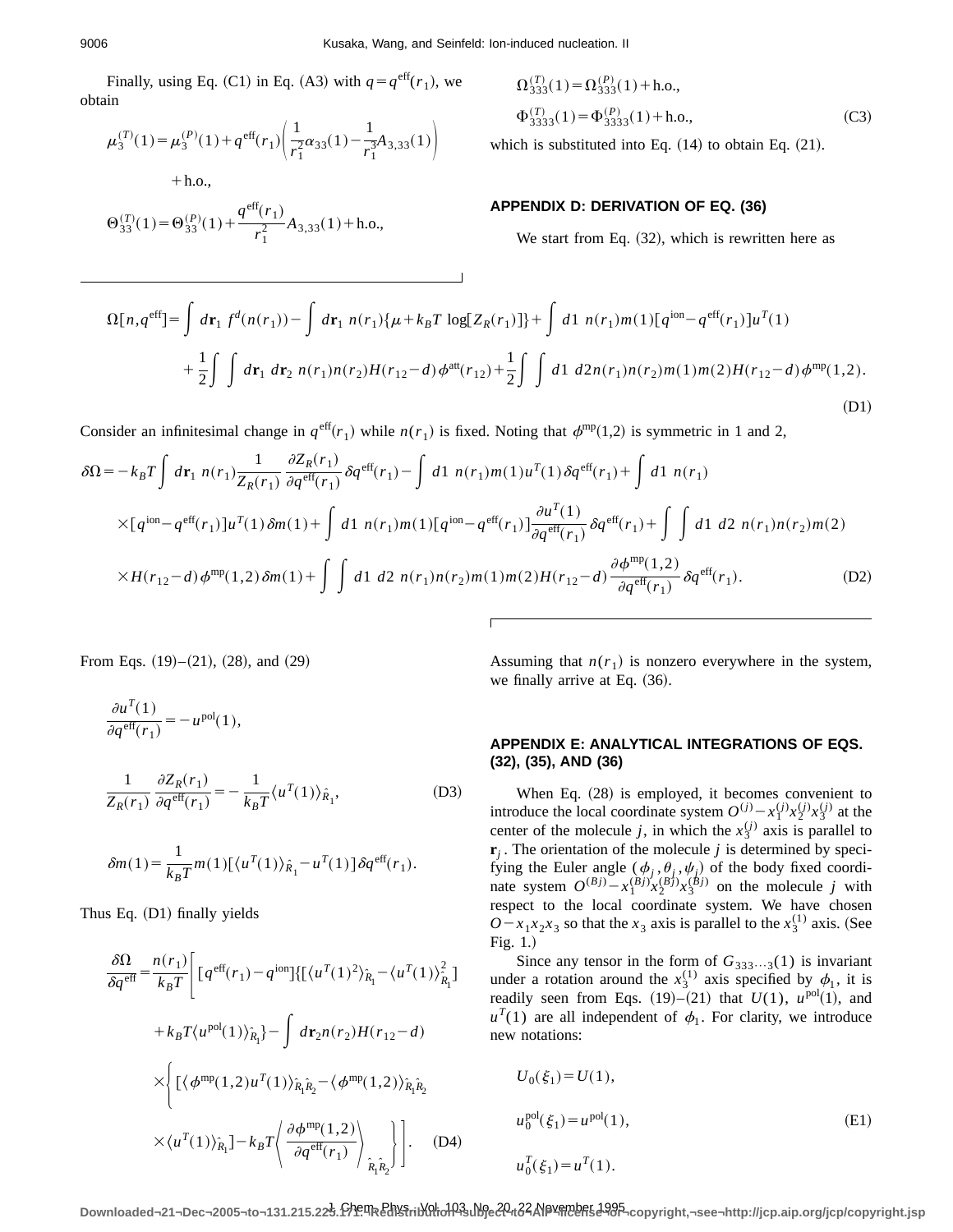Finally, using Eq. (C1) in Eq. (A3) with $q=q^{\text{eff}}(r_1)$, we obtain

$$\mu_3^{(T)}(1)=\mu_3^{(P)}(1)+q^{\text{eff}}(r_1)\left(\frac{1}{r_1^2}\alpha_{33}(1)-\frac{1}{r_1^3}A_{3,33}(1)\right)+\text{h.o.},$$

$$\Theta_{33}^{(T)}(1)=\Theta_{33}^{(P)}(1)+\frac{q^{\text{eff}}(r_1)}{r_1^2}A_{3,33}(1)+\text{h.o.},$$

$$\Omega_{333}^{(T)}(1)=\Omega_{333}^{(P)}(1)+\text{h.o.},$$

$$\Phi_{3333}^{(T)}(1)=\Phi_{3333}^{(P)}(1)+\text{h.o.},\tag{C3}$$

which is substituted into Eq. (14) to obtain Eq. (21).

## APPENDIX D: DERIVATION OF EQ. (36)

We start from Eq. (32), which is rewritten here as

$$\Omega[n,q^{\text{eff}}]=\int d\mathbf{r}_1\, f^d(n(r_1))-\int d\mathbf{r}_1\, n(r_1)\{\mu+k_BT\log[Z_R(r_1)]\}+\int d1\; n(r_1)m(1)[q^{\text{ion}}-q^{\text{eff}}(r_1)]u^T(1)$$
$$+\frac{1}{2}\int\int d\mathbf{r}_1\, d\mathbf{r}_2\; n(r_1)n(r_2)H(r_{12}-d)\phi^{\text{att}}(r_{12})+\frac{1}{2}\int\int d1\; d2\, n(r_1)n(r_2)m(1)m(2)H(r_{12}-d)\phi^{\text{mp}}(1,2).\tag{D1}$$

Consider an infinitesimal change in $q^{\text{eff}}(r_1)$ while $n(r_1)$ is fixed. Noting that $\phi^{\text{mp}}(1,2)$ is symmetric in 1 and 2,

$$\delta\Omega=-k_BT\int d\mathbf{r}_1\; n(r_1)\frac{1}{Z_R(r_1)}\frac{\partial Z_R(r_1)}{\partial q^{\text{eff}}(r_1)}\delta q^{\text{eff}}(r_1)-\int d1\; n(r_1)m(1)u^T(1)\delta q^{\text{eff}}(r_1)+\int d1\; n(r_1)$$
$$\times[q^{\text{ion}}-q^{\text{eff}}(r_1)]u^T(1)\delta m(1)+\int d1\; n(r_1)m(1)[q^{\text{ion}}-q^{\text{eff}}(r_1)]\frac{\partial u^T(1)}{\partial q^{\text{eff}}(r_1)}\delta q^{\text{eff}}(r_1)+\int\int d1\; d2\; n(r_1)n(r_2)m(2)$$
$$\times H(r_{12}-d)\phi^{\text{mp}}(1,2)\delta m(1)+\int\int d1\; d2\; n(r_1)n(r_2)m(1)m(2)H(r_{12}-d)\frac{\partial\phi^{\text{mp}}(1,2)}{\partial q^{\text{eff}}(r_1)}\delta q^{\text{eff}}(r_1).\tag{D2}$$

From Eqs. (19)–(21), (28), and (29)

$$\frac{\partial u^T(1)}{\partial q^{\text{eff}}(r_1)}=-u^{\text{pol}}(1),$$

$$\frac{1}{Z_R(r_1)}\frac{\partial Z_R(r_1)}{\partial q^{\text{eff}}(r_1)}=-\frac{1}{k_BT}\langle u^T(1)\rangle_{\hat{R}_1},\tag{D3}$$

$$\delta m(1)=\frac{1}{k_BT}m(1)[\langle u^T(1)\rangle_{\hat{R}_1}-u^T(1)]\delta q^{\text{eff}}(r_1).$$

Thus Eq. (D1) finally yields

$$\frac{\delta\Omega}{\delta q^{\text{eff}}}=\frac{n(r_1)}{k_BT}\Bigg[[q^{\text{eff}}(r_1)-q^{\text{ion}}]\{[\langle u^T(1)^2\rangle_{\hat{R}_1}-\langle u^T(1)\rangle_{\hat{R}_1}^2]+k_BT\langle u^{\text{pol}}(1)\rangle_{\hat{R}_1}\}-\int d\mathbf{r}_2 n(r_2)H(r_{12}-d)$$
$$\times\Bigg\{[\langle\phi^{\text{mp}}(1,2)u^T(1)\rangle_{\hat{R}_1\hat{R}_2}-\langle\phi^{\text{mp}}(1,2)\rangle_{\hat{R}_1\hat{R}_2}\times\langle u^T(1)\rangle_{\hat{R}_1}]-k_BT\left\langle\frac{\partial\phi^{\text{mp}}(1,2)}{\partial q^{\text{eff}}(r_1)}\right\rangle_{\hat{R}_1\hat{R}_2}\Bigg\}\Bigg].\tag{D4}$$

Assuming that $n(r_1)$ is nonzero everywhere in the system, we finally arrive at Eq. (36).

## APPENDIX E: ANALYTICAL INTEGRATIONS OF EQS. (32), (35), AND (36)

When Eq. (28) is employed, it becomes convenient to introduce the local coordinate system $O^{(j)}-x_1^{(j)}x_2^{(j)}x_3^{(j)}$ at the center of the molecule $j$, in which the $x_3^{(j)}$ axis is parallel to $\mathbf{r}_j$. The orientation of the molecule $j$ is determined by specifying the Euler angle $(\phi_j,\theta_j,\psi_j)$ of the body fixed coordinate system $O^{(Bj)}-x_1^{(Bj)}x_2^{(Bj)}x_3^{(Bj)}$ on the molecule $j$ with respect to the local coordinate system. We have chosen $O-x_1x_2x_3$ so that the $x_3$ axis is parallel to the $x_3^{(1)}$ axis. (See Fig. 1.)

Since any tensor in the form of $G_{333\cdots3}(1)$ is invariant under a rotation around the $x_3^{(1)}$ axis specified by $\phi_1$, it is readily seen from Eqs. (19)–(21) that $U(1)$, $u^{\text{pol}}(1)$, and $u^T(1)$ are all independent of $\phi_1$. For clarity, we introduce new notations:

$$U_0(\xi_1)=U(1),$$

$$u_0^{\text{pol}}(\xi_1)=u^{\text{pol}}(1),\tag{E1}$$

$$u_0^T(\xi_1)=u^T(1).$$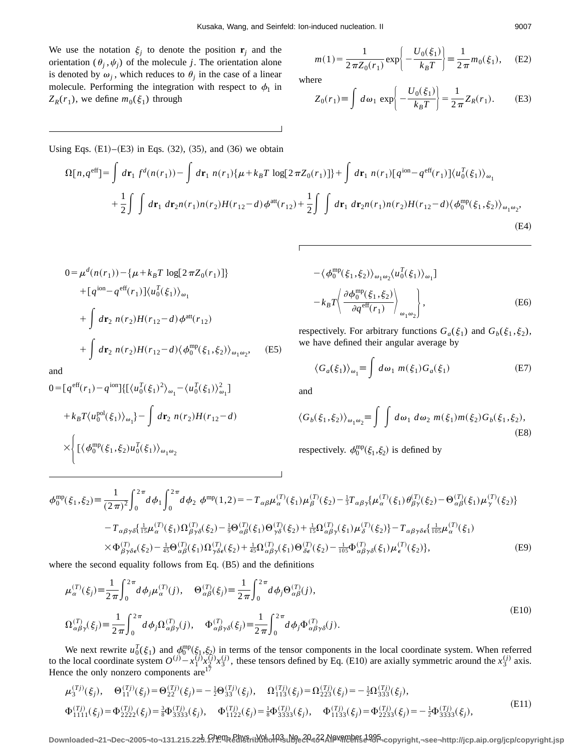We use the notation $\xi_j$ to denote the position $\mathbf{r}_j$ and the orientation $(\theta_j,\psi_j)$ of the molecule $j$. The orientation alone is denoted by $\omega_j$, which reduces to $\theta_j$ in the case of a linear molecule. Performing the integration with respect to $\phi_1$ in $Z_R(r_1)$, we define $m_0(\xi_1)$ through

$$m(1)=\frac{1}{2\pi Z_0(r_1)}\exp\left\{-\frac{U_0(\xi_1)}{k_BT}\right\}\equiv\frac{1}{2\pi}m_0(\xi_1), \tag{E2}$$

where

$$Z_0(r_1)\equiv\int d\omega_1\,\exp\left\{-\frac{U_0(\xi_1)}{k_BT}\right\}=\frac{1}{2\pi}Z_R(r_1). \tag{E3}$$

Using Eqs. (E1)–(E3) in Eqs. (32), (35), and (36) we obtain

$$\begin{aligned}\Omega[n,q^{\rm eff}]=&\int d\mathbf{r}_1\,f^d(n(r_1))-\int d\mathbf{r}_1\,n(r_1)\{\mu+k_BT\,\log[2\pi Z_0(r_1)]\}+\int d\mathbf{r}_1\,n(r_1)[q^{\rm ion}-q^{\rm eff}(r_1)]\langle u_0^T(\xi_1)\rangle_{\omega_1}\\&+\frac{1}{2}\int\int d\mathbf{r}_1\,d\mathbf{r}_2 n(r_1)n(r_2)H(r_{12}-d)\phi^{\rm att}(r_{12})+\frac{1}{2}\int\int d\mathbf{r}_1\,d\mathbf{r}_2 n(r_1)n(r_2)H(r_{12}-d)\langle\phi_0^{\rm mp}(\xi_1,\xi_2)\rangle_{\omega_1\omega_2},\end{aligned} \tag{E4}$$

$$\begin{aligned}0=&\mu^d(n(r_1))-\{\mu+k_BT\,\log[2\pi Z_0(r_1)]\}\\&+[q^{\rm ion}-q^{\rm eff}(r_1)]\langle u_0^T(\xi_1)\rangle_{\omega_1}\\&+\int d\mathbf{r}_2\,n(r_2)H(r_{12}-d)\phi^{\rm att}(r_{12})\\&+\int d\mathbf{r}_2\,n(r_2)H(r_{12}-d)\langle\phi_0^{\rm mp}(\xi_1,\xi_2)\rangle_{\omega_1\omega_2},\end{aligned} \tag{E5}$$

and

$$\begin{aligned}0=&[q^{\rm eff}(r_1)-q^{\rm ion}]\{[\langle u_0^T(\xi_1)^2\rangle_{\omega_1}-\langle u_0^T(\xi_1)\rangle_{\omega_1}^2]\\&+k_BT\langle u_0^{\rm pol}(\xi_1)\rangle_{\omega_1}\}-\int d\mathbf{r}_2\,n(r_2)H(r_{12}-d)\\&\times\Bigg\{[\langle\phi_0^{\rm mp}(\xi_1,\xi_2)u_0^T(\xi_1)\rangle_{\omega_1\omega_2}\\&-\langle\phi_0^{\rm mp}(\xi_1,\xi_2)\rangle_{\omega_1\omega_2}\langle u_0^T(\xi_1)\rangle_{\omega_1}]\\&-k_BT\left\langle\frac{\partial\phi_0^{\rm mp}(\xi_1,\xi_2)}{\partial q^{\rm eff}(r_1)}\right\rangle_{\omega_1\omega_2}\Bigg\},\end{aligned} \tag{E6}$$

respectively. For arbitrary functions $G_a(\xi_1)$ and $G_b(\xi_1,\xi_2)$, we have defined their angular average by

$$\langle G_a(\xi_1)\rangle_{\omega_1}\equiv\int d\omega_1\,m(\xi_1)G_a(\xi_1) \tag{E7}$$

and

$$\langle G_b(\xi_1,\xi_2)\rangle_{\omega_1\omega_2}\equiv\int\int d\omega_1\,d\omega_2\,m(\xi_1)m(\xi_2)G_b(\xi_1,\xi_2), \tag{E8}$$

respectively. $\phi_0^{\rm mp}(\xi_1,\xi_2)$ is defined by

$$\begin{aligned}\phi_0^{\rm mp}(\xi_1,\xi_2)\equiv&\frac{1}{(2\pi)^2}\int_0^{2\pi}d\phi_1\int_0^{2\pi}d\phi_2\,\phi^{\rm mp}(1,2)=-T_{\alpha\beta}\mu_\alpha^{(T)}(\xi_1)\mu_\beta^{(T)}(\xi_2)-\tfrac{1}{3}T_{\alpha\beta\gamma}\{\mu_\alpha^{(T)}(\xi_1)\theta_{\beta\gamma}^{(T)}(\xi_2)-\Theta_{\alpha\beta}^{(T)}(\xi_1)\mu_\gamma^{(T)}(\xi_2)\}\\&-T_{\alpha\beta\gamma\delta}\{\tfrac{1}{15}\mu_\alpha^{(T)}(\xi_1)\Omega_{\beta\gamma\delta}^{(T)}(\xi_2)-\tfrac{1}{9}\Theta_{\alpha\beta}^{(T)}(\xi_1)\Theta_{\gamma\delta}^{(T)}(\xi_2)+\tfrac{1}{15}\Omega_{\alpha\beta\gamma}^{(T)}(\xi_1)\mu_\delta^{(T)}(\xi_2)\}-T_{\alpha\beta\gamma\delta\epsilon}\{\tfrac{1}{105}\mu_\alpha^{(T)}(\xi_1)\\&\times\Phi_{\beta\gamma\delta\epsilon}^{(T)}(\xi_2)-\tfrac{1}{45}\Theta_{\alpha\beta}^{(T)}(\xi_1)\Omega_{\gamma\delta\epsilon}^{(T)}(\xi_2)+\tfrac{1}{45}\Omega_{\alpha\beta\gamma}^{(T)}(\xi_1)\Theta_{\delta\epsilon}^{(T)}(\xi_2)-\tfrac{1}{105}\Phi_{\alpha\beta\gamma\delta}^{(T)}(\xi_1)\mu_\epsilon^{(T)}(\xi_2)\},\end{aligned} \tag{E9}$$

where the second equality follows from Eq. (B5) and the definitions

$$\begin{aligned}&\mu_\alpha^{(T)}(\xi_j)\equiv\frac{1}{2\pi}\int_0^{2\pi}d\phi_j\mu_\alpha^{(T)}(j),\quad \Theta_{\alpha\beta}^{(T)}(\xi_j)\equiv\frac{1}{2\pi}\int_0^{2\pi}d\phi_j\Theta_{\alpha\beta}^{(T)}(j),\\&\Omega_{\alpha\beta\gamma}^{(T)}(\xi_j)\equiv\frac{1}{2\pi}\int_0^{2\pi}d\phi_j\Omega_{\alpha\beta\gamma}^{(T)}(j),\quad \Phi_{\alpha\beta\gamma\delta}^{(T)}(\xi_j)\equiv\frac{1}{2\pi}\int_0^{2\pi}d\phi_j\Phi_{\alpha\beta\gamma\delta}^{(T)}(j).\end{aligned} \tag{E10}$$

We next rewrite $u_0^T(\xi_1)$ and $\phi_0^{\rm mp}(\xi_1,\xi_2)$ in terms of the tensor components in the local coordinate system. When referred to the local coordinate system $O^{(j)}-x_1^{(j)}x_2^{(j)}x_3^{(j)}$, these tensors defined by Eq. (E10) are axially symmetric around the $x_3^{(j)}$ axis. Hence the only nonzero components are[17]

$$\begin{aligned}&\mu_3^{(Tj)}(\xi_j),\quad \Theta_{11}^{(Tj)}(\xi_j)=\Theta_{22}^{(Tj)}(\xi_j)=-\tfrac{1}{2}\Theta_{33}^{(Tj)}(\xi_j),\quad \Omega_{113}^{(Tj)}(\xi_j)=\Omega_{223}^{(Tj)}(\xi_j)=-\tfrac{1}{2}\Omega_{333}^{(Tj)}(\xi_j),\\&\Phi_{1111}^{(Tj)}(\xi_j)=\Phi_{2222}^{(Tj)}(\xi_j)=\tfrac{3}{8}\Phi_{3333}^{(Tj)}(\xi_j),\quad \Phi_{1122}^{(Tj)}(\xi_j)=\tfrac{1}{8}\Phi_{3333}^{(Tj)}(\xi_j),\quad \Phi_{1133}^{(Tj)}(\xi_j)=\Phi_{2233}^{(Tj)}(\xi_j)=-\tfrac{1}{2}\Phi_{3333}^{(Tj)}(\xi_j),\end{aligned} \tag{E11}$$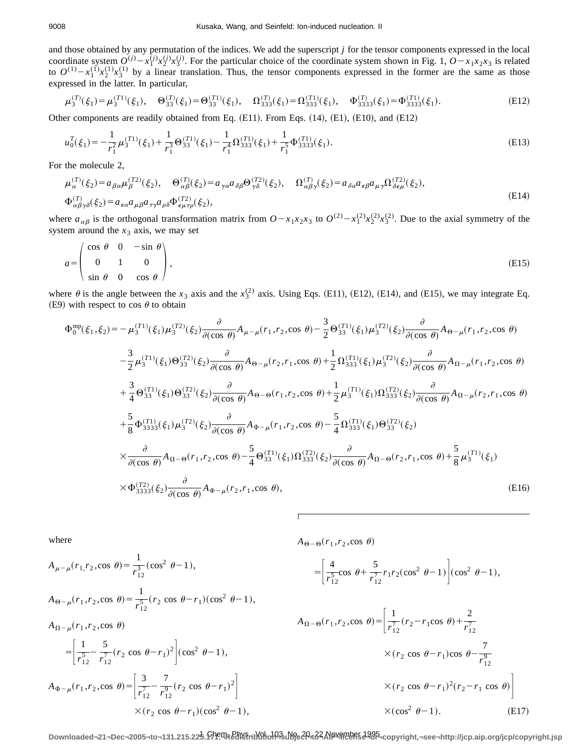and those obtained by any permutation of the indices. We add the superscript $j$ for the tensor components expressed in the local coordinate system $O^{(j)}-x_1^{(j)}x_2^{(j)}x_3^{(j)}$. For the particular choice of the coordinate system shown in Fig. 1, $O-x_1x_2x_3$ is related to $O^{(1)}-x_1^{(1)}x_2^{(1)}x_3^{(1)}$ by a linear translation. Thus, the tensor components expressed in the former are the same as those expressed in the latter. In particular,

$$\mu_3^{(T)}(\xi_1)=\mu_3^{(T1)}(\xi_1),\quad \Theta_{33}^{(T)}(\xi_1)=\Theta_{33}^{(T1)}(\xi_1),\quad \Omega_{333}^{(T)}(\xi_1)=\Omega_{333}^{(T1)}(\xi_1),\quad \Phi_{3333}^{(T)}(\xi_1)=\Phi_{3333}^{(T1)}(\xi_1). \tag{E12}$$

Other components are readily obtained from Eq. (E11). From Eqs. (14), (E1), (E10), and (E12)

$$u_0^T(\xi_1)=-\frac{1}{r_1^2}\mu_3^{(T1)}(\xi_1)+\frac{1}{r_1^3}\Theta_{33}^{(T1)}(\xi_1)-\frac{1}{r_1^4}\Omega_{333}^{(T1)}(\xi_1)+\frac{1}{r_1^5}\Phi_{3333}^{(T1)}(\xi_1). \tag{E13}$$

For the molecule 2,

$$\mu_\alpha^{(T)}(\xi_2)=a_{\beta\alpha}\mu_\beta^{(T2)}(\xi_2),\quad \Theta_{\alpha\beta}^{(T)}(\xi_2)=a_{\gamma\alpha}a_{\delta\beta}\Theta_{\gamma\delta}^{(T2)}(\xi_2),\quad \Omega_{\alpha\beta\gamma}^{(T)}(\xi_2)=a_{\delta\alpha}a_{\epsilon\beta}a_{\mu\gamma}\Omega_{\delta\epsilon\mu}^{(T2)}(\xi_2),$$
$$\Phi_{\alpha\beta\gamma\delta}^{(T)}(\xi_2)=a_{\epsilon\alpha}a_{\mu\beta}a_{\tau\gamma}a_{\rho\delta}\Phi_{\epsilon\mu\tau\rho}^{(T2)}(\xi_2), \tag{E14}$$

where $a_{\alpha\beta}$ is the orthogonal transformation matrix from $O-x_1x_2x_3$ to $O^{(2)}-x_1^{(2)}x_2^{(2)}x_3^{(2)}$. Due to the axial symmetry of the system around the $x_3$ axis, we may set

$$a=\begin{pmatrix}\cos\theta & 0 & -\sin\theta\\ 0 & 1 & 0\\ \sin\theta & 0 & \cos\theta\end{pmatrix}, \tag{E15}$$

where $\theta$ is the angle between the $x_3$ axis and the $x_3^{(2)}$ axis. Using Eqs. (E11), (E12), (E14), and (E15), we may integrate Eq. (E9) with respect to $\cos\theta$ to obtain

$$\begin{aligned}
\Phi_0^{\text{mp}}(\xi_1,\xi_2)=&-\mu_3^{(T1)}(\xi_1)\mu_3^{(T2)}(\xi_2)\frac{\partial}{\partial(\cos\theta)}A_{\mu-\mu}(r_1,r_2,\cos\theta)-\frac{3}{2}\Theta_{33}^{(T1)}(\xi_1)\mu_3^{(T2)}(\xi_2)\frac{\partial}{\partial(\cos\theta)}A_{\Theta-\mu}(r_1,r_2,\cos\theta)\\
&-\frac{3}{2}\mu_3^{(T1)}(\xi_1)\Theta_{33}^{(T2)}(\xi_2)\frac{\partial}{\partial(\cos\theta)}A_{\Theta-\mu}(r_2,r_1,\cos\theta)+\frac{1}{2}\Omega_{333}^{(T1)}(\xi_1)\mu_3^{(T2)}(\xi_2)\frac{\partial}{\partial(\cos\theta)}A_{\Omega-\mu}(r_1,r_2,\cos\theta)\\
&+\frac{3}{4}\Theta_{33}^{(T1)}(\xi_1)\Theta_{33}^{(T2)}(\xi_2)\frac{\partial}{\partial(\cos\theta)}A_{\Theta-\Theta}(r_1,r_2,\cos\theta)+\frac{1}{2}\mu_3^{(T1)}(\xi_1)\Omega_{333}^{(T2)}(\xi_2)\frac{\partial}{\partial(\cos\theta)}A_{\Omega-\mu}(r_2,r_1,\cos\theta)\\
&+\frac{5}{8}\Phi_{3333}^{(T1)}(\xi_1)\mu_3^{(T2)}(\xi_2)\frac{\partial}{\partial(\cos\theta)}A_{\Phi-\mu}(r_1,r_2,\cos\theta)-\frac{5}{4}\Omega_{333}^{(T1)}(\xi_1)\Theta_{33}^{(T2)}(\xi_2)\\
&\times\frac{\partial}{\partial(\cos\theta)}A_{\Omega-\Theta}(r_1,r_2,\cos\theta)-\frac{5}{4}\Theta_{33}^{(T1)}(\xi_1)\Omega_{333}^{(T2)}(\xi_2)\frac{\partial}{\partial(\cos\theta)}A_{\Omega-\Theta}(r_2,r_1,\cos\theta)+\frac{5}{8}\mu_3^{(T1)}(\xi_1)\\
&\times\Phi_{3333}^{(T2)}(\xi_2)\frac{\partial}{\partial(\cos\theta)}A_{\Phi-\mu}(r_2,r_1,\cos\theta),
\end{aligned} \tag{E16}$$

where

$$A_{\mu-\mu}(r_1,r_2,\cos\theta)=\frac{1}{r_{12}^3}(\cos^2\theta-1),$$

$$A_{\Theta-\mu}(r_1,r_2,\cos\theta)=\frac{1}{r_{12}^5}(r_2\cos\theta-r_1)(\cos^2\theta-1),$$

$$A_{\Omega-\mu}(r_1,r_2,\cos\theta)=\left[\frac{1}{r_{12}^5}-\frac{5}{r_{12}^7}(r_2\cos\theta-r_1)^2\right](\cos^2\theta-1),$$

$$A_{\Phi-\mu}(r_1,r_2,\cos\theta)=\left[\frac{3}{r_{12}^7}-\frac{7}{r_{12}^9}(r_2\cos\theta-r_1)^2\right]\times(r_2\cos\theta-r_1)(\cos^2\theta-1),$$

$$A_{\Theta-\Theta}(r_1,r_2,\cos\theta)=\left[\frac{4}{r_{12}^5}\cos\theta+\frac{5}{r_{12}^7}r_1r_2(\cos^2\theta-1)\right](\cos^2\theta-1),$$

$$\begin{aligned}
A_{\Omega-\Theta}(r_1,r_2,\cos\theta)=&\left[\frac{1}{r_{12}^7}(r_2-r_1\cos\theta)+\frac{2}{r_{12}^7}\right.\\
&\times(r_2\cos\theta-r_1)\cos\theta-\frac{7}{r_{12}^9}\\
&\left.\times(r_2\cos\theta-r_1)^2(r_2-r_1\cos\theta)\right]\\
&\times(\cos^2\theta-1).
\end{aligned} \tag{E17}$$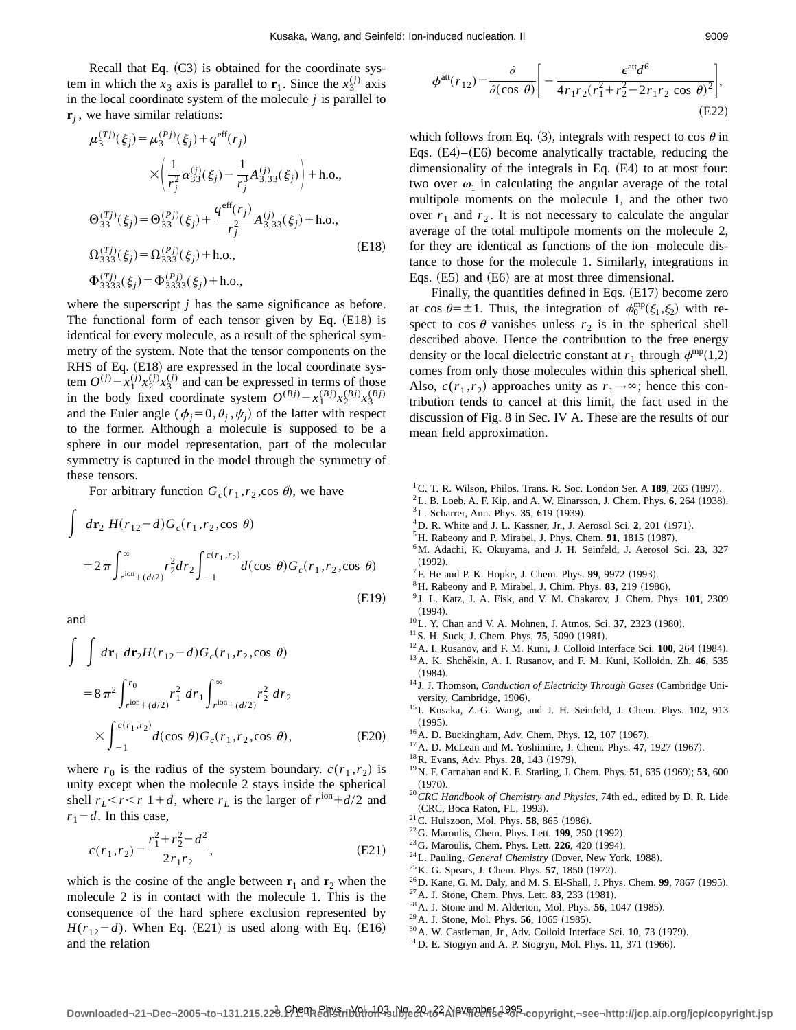Recall that Eq. (C3) is obtained for the coordinate system in which the $x_3$ axis is parallel to $\mathbf{r}_1$. Since the $x_3^{(j)}$ axis in the local coordinate system of the molecule $j$ is parallel to $\mathbf{r}_j$, we have similar relations:

$$
\begin{aligned}
\mu_3^{(Tj)}(\xi_j) &= \mu_3^{(Pj)}(\xi_j) + q^{\text{eff}}(r_j) \\
&\quad \times \left( \frac{1}{r_j^2} \alpha_{33}^{(j)}(\xi_j) - \frac{1}{r_j^3} A_{3,33}^{(j)}(\xi_j) \right) + \text{h.o.}, \\
\Theta_{33}^{(Tj)}(\xi_j) &= \Theta_{33}^{(Pj)}(\xi_j) + \frac{q^{\text{eff}}(r_j)}{r_j^2} A_{3,33}^{(j)}(\xi_j) + \text{h.o.}, \\
\Omega_{333}^{(Tj)}(\xi_j) &= \Omega_{333}^{(Pj)}(\xi_j) + \text{h.o.}, \\
\Phi_{3333}^{(Tj)}(\xi_j) &= \Phi_{3333}^{(Pj)}(\xi_j) + \text{h.o.},
\end{aligned}
\tag{E18}
$$

where the superscript $j$ has the same significance as before. The functional form of each tensor given by Eq. (E18) is identical for every molecule, as a result of the spherical symmetry of the system. Note that the tensor components on the RHS of Eq. (E18) are expressed in the local coordinate system $O^{(j)}-x_1^{(j)}x_2^{(j)}x_3^{(j)}$ and can be expressed in terms of those in the body fixed coordinate system $O^{(Bj)}-x_1^{(Bj)}x_2^{(Bj)}x_3^{(Bj)}$ and the Euler angle $(\phi_j=0,\theta_j,\psi_j)$ of the latter with respect to the former. Although a molecule is supposed to be a sphere in our model representation, part of the molecular symmetry is captured in the model through the symmetry of these tensors.

For arbitrary function $G_c(r_1,r_2,\cos\theta)$, we have

$$
\begin{aligned}
&\int d\mathbf{r}_2\, H(r_{12}-d) G_c(r_1,r_2,\cos\theta) \\
&= 2\pi \int_{r^{\text{ion}}+(d/2)}^{\infty} r_2^2 dr_2 \int_{-1}^{c(r_1,r_2)} d(\cos\theta) G_c(r_1,r_2,\cos\theta)
\end{aligned}
\tag{E19}
$$

and

$$
\begin{aligned}
&\int\int d\mathbf{r}_1\, d\mathbf{r}_2 H(r_{12}-d) G_c(r_1,r_2,\cos\theta) \\
&= 8\pi^2 \int_{r^{\text{ion}}+(d/2)}^{r_0} r_1^2\, dr_1 \int_{r^{\text{ion}}+(d/2)}^{\infty} r_2^2\, dr_2 \\
&\quad \times \int_{-1}^{c(r_1,r_2)} d(\cos\theta) G_c(r_1,r_2,\cos\theta),
\end{aligned}
\tag{E20}
$$

where $r_0$ is the radius of the system boundary. $c(r_1,r_2)$ is unity except when the molecule 2 stays inside the spherical shell $r_L<r<r\ 1+d$, where $r_L$ is the larger of $r^{\text{ion}}+d/2$ and $r_1-d$. In this case,

$$
c(r_1,r_2) = \frac{r_1^2+r_2^2-d^2}{2r_1r_2},
\tag{E21}
$$

which is the cosine of the angle between $\mathbf{r}_1$ and $\mathbf{r}_2$ when the molecule 2 is in contact with the molecule 1. This is the consequence of the hard sphere exclusion represented by $H(r_{12}-d)$. When Eq. (E21) is used along with Eq. (E16) and the relation

$$
\phi^{\text{att}}(r_{12}) = \frac{\partial}{\partial(\cos\theta)} \left[ -\frac{\epsilon^{\text{att}} d^6}{4r_1r_2(r_1^2+r_2^2-2r_1r_2\cos\theta)^2} \right],
\tag{E22}
$$

which follows from Eq. (3), integrals with respect to $\cos\theta$ in Eqs. (E4)–(E6) become analytically tractable, reducing the dimensionality of the integrals in Eq. (E4) to at most four: two over $\omega_1$ in calculating the angular average of the total multipole moments on the molecule 1, and the other two over $r_1$ and $r_2$. It is not necessary to calculate the angular average of the total multipole moments on the molecule 2, for they are identical as functions of the ion–molecule distance to those for the molecule 1. Similarly, integrations in Eqs. (E5) and (E6) are at most three dimensional.

Finally, the quantities defined in Eqs. (E17) become zero at $\cos\theta=\pm1$. Thus, the integration of $\phi_0^{\text{mp}}(\xi_1,\xi_2)$ with respect to $\cos\theta$ vanishes unless $r_2$ is in the spherical shell described above. Hence the contribution to the free energy density or the local dielectric constant at $r_1$ through $\phi^{\text{mp}}(1,2)$ comes from only those molecules within this spherical shell. Also, $c(r_1,r_2)$ approaches unity as $r_1\to\infty$; hence this contribution tends to cancel at this limit, the fact used in the discussion of Fig. 8 in Sec. IV A. These are the results of our mean field approximation.

[1] C. T. R. Wilson, Philos. Trans. R. Soc. London Ser. A **189**, 265 (1897).
[2] L. B. Loeb, A. F. Kip, and A. W. Einarsson, J. Chem. Phys. **6**, 264 (1938).
[3] L. Scharrer, Ann. Phys. **35**, 619 (1939).
[4] D. R. White and J. L. Kassner, Jr., J. Aerosol Sci. **2**, 201 (1971).
[5] H. Rabeony and P. Mirabel, J. Phys. Chem. **91**, 1815 (1987).
[6] M. Adachi, K. Okuyama, and J. H. Seinfeld, J. Aerosol Sci. **23**, 327 (1992).
[7] F. He and P. K. Hopke, J. Chem. Phys. **99**, 9972 (1993).
[8] H. Rabeony and P. Mirabel, J. Chim. Phys. **83**, 219 (1986).
[9] J. L. Katz, J. A. Fisk, and V. M. Chakarov, J. Chem. Phys. **101**, 2309 (1994).
[10] L. Y. Chan and V. A. Mohnen, J. Atmos. Sci. **37**, 2323 (1980).
[11] S. H. Suck, J. Chem. Phys. **75**, 5090 (1981).
[12] A. I. Rusanov, and F. M. Kuni, J. Colloid Interface Sci. **100**, 264 (1984).
[13] A. K. Shchěkin, A. I. Rusanov, and F. M. Kuni, Kolloidn. Zh. **46**, 535 (1984).
[14] J. J. Thomson, *Conduction of Electricity Through Gases* (Cambridge University, Cambridge, 1906).
[15] I. Kusaka, Z.-G. Wang, and J. H. Seinfeld, J. Chem. Phys. **102**, 913 (1995).
[16] A. D. Buckingham, Adv. Chem. Phys. **12**, 107 (1967).
[17] A. D. McLean and M. Yoshimine, J. Chem. Phys. **47**, 1927 (1967).
[18] R. Evans, Adv. Phys. **28**, 143 (1979).
[19] N. F. Carnahan and K. E. Starling, J. Chem. Phys. **51**, 635 (1969); **53**, 600 (1970).
[20] *CRC Handbook of Chemistry and Physics*, 74th ed., edited by D. R. Lide (CRC, Boca Raton, FL, 1993).
[21] C. Huiszoon, Mol. Phys. **58**, 865 (1986).
[22] G. Maroulis, Chem. Phys. Lett. **199**, 250 (1992).
[23] G. Maroulis, Chem. Phys. Lett. **226**, 420 (1994).
[24] L. Pauling, *General Chemistry* (Dover, New York, 1988).
[25] K. G. Spears, J. Chem. Phys. **57**, 1850 (1972).
[26] D. Kane, G. M. Daly, and M. S. El-Shall, J. Phys. Chem. **99**, 7867 (1995).
[27] A. J. Stone, Chem. Phys. Lett. **83**, 233 (1981).
[28] A. J. Stone and M. Alderton, Mol. Phys. **56**, 1047 (1985).
[29] A. J. Stone, Mol. Phys. **56**, 1065 (1985).
[30] A. W. Castleman, Jr., Adv. Colloid Interface Sci. **10**, 73 (1979).
[31] D. E. Stogryn and A. P. Stogryn, Mol. Phys. **11**, 371 (1966).